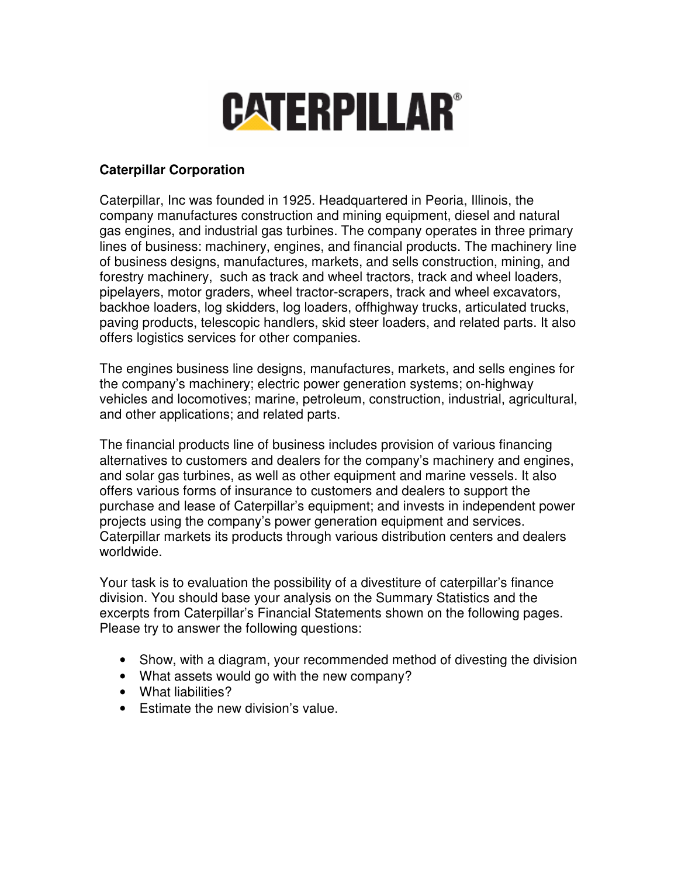# CATERPILLAR®

**Caterpillar Corporation**

Caterpillar, Inc was founded in 1925. Headquartered in Peoria, Illinois, the company manufactures construction and mining equipment, diesel and natural gas engines, and industrial gas turbines. The company operates in three primary lines of business: machinery, engines, and financial products. The machinery line of business designs, manufactures, markets, and sells construction, mining, and forestry machinery, such as track and wheel tractors, track and wheel loaders, pipelayers, motor graders, wheel tractor-scrapers, track and wheel excavators, backhoe loaders, log skidders, log loaders, offhighway trucks, articulated trucks, paving products, telescopic handlers, skid steer loaders, and related parts. It also offers logistics services for other companies.

The engines business line designs, manufactures, markets, and sells engines for the company's machinery; electric power generation systems; on-highway vehicles and locomotives; marine, petroleum, construction, industrial, agricultural, and other applications; and related parts.

The financial products line of business includes provision of various financing alternatives to customers and dealers for the company's machinery and engines, and solar gas turbines, as well as other equipment and marine vessels. It also offers various forms of insurance to customers and dealers to support the purchase and lease of Caterpillar's equipment; and invests in independent power projects using the company's power generation equipment and services. Caterpillar markets its products through various distribution centers and dealers worldwide.

Your task is to evaluation the possibility of a divestiture of caterpillar's finance division. You should base your analysis on the Summary Statistics and the excerpts from Caterpillar's Financial Statements shown on the following pages. Please try to answer the following questions:

- Show, with a diagram, your recommended method of divesting the division
- What assets would go with the new company?
- What liabilities?
- Estimate the new division's value.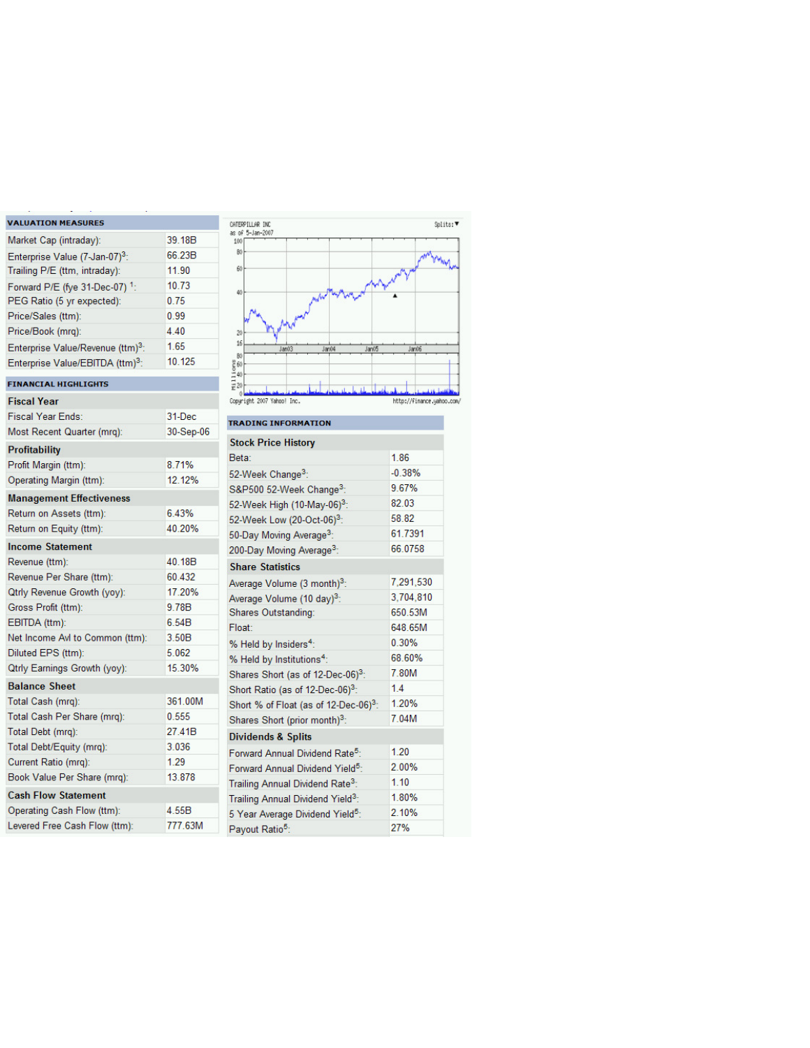## VALUATION MEASURES

| | |
|---|---|
| Market Cap (intraday): | 39.18B |
| Enterprise Value (7-Jan-07)[3]: | 66.23B |
| Trailing P/E (ttm, intraday): | 11.90 |
| Forward P/E (fye 31-Dec-07) [1]: | 10.73 |
| PEG Ratio (5 yr expected): | 0.75 |
| Price/Sales (ttm): | 0.99 |
| Price/Book (mrq): | 4.40 |
| Enterprise Value/Revenue (ttm)[3]: | 1.65 |
| Enterprise Value/EBITDA (ttm)[3]: | 10.125 |

## FINANCIAL HIGHLIGHTS

| | |
|---|---|
| **Fiscal Year** | |
| Fiscal Year Ends: | 31-Dec |
| Most Recent Quarter (mrq): | 30-Sep-06 |
| **Profitability** | |
| Profit Margin (ttm): | 8.71% |
| Operating Margin (ttm): | 12.12% |
| **Management Effectiveness** | |
| Return on Assets (ttm): | 6.43% |
| Return on Equity (ttm): | 40.20% |
| **Income Statement** | |
| Revenue (ttm): | 40.18B |
| Revenue Per Share (ttm): | 60.432 |
| Qtrly Revenue Growth (yoy): | 17.20% |
| Gross Profit (ttm): | 9.78B |
| EBITDA (ttm): | 6.54B |
| Net Income Avl to Common (ttm): | 3.50B |
| Diluted EPS (ttm): | 5.062 |
| Qtrly Earnings Growth (yoy): | 15.30% |
| **Balance Sheet** | |
| Total Cash (mrq): | 361.00M |
| Total Cash Per Share (mrq): | 0.555 |
| Total Debt (mrq): | 27.41B |
| Total Debt/Equity (mrq): | 3.036 |
| Current Ratio (mrq): | 1.29 |
| Book Value Per Share (mrq): | 13.878 |
| **Cash Flow Statement** | |
| Operating Cash Flow (ttm): | 4.55B |
| Levered Free Cash Flow (ttm): | 777.63M |

CATERPILLAR INC
as of 5-Jan-2007

Copyright 2007 Yahoo! Inc. http://finance.yahoo.com/

## TRADING INFORMATION

| | |
|---|---|
| **Stock Price History** | |
| Beta: | 1.86 |
| 52-Week Change[3]: | -0.38% |
| S&P500 52-Week Change[3]: | 9.67% |
| 52-Week High (10-May-06)[3]: | 82.03 |
| 52-Week Low (20-Oct-06)[3]: | 58.82 |
| 50-Day Moving Average[3]: | 61.7391 |
| 200-Day Moving Average[3]: | 66.0758 |
| **Share Statistics** | |
| Average Volume (3 month)[3]: | 7,291,530 |
| Average Volume (10 day)[3]: | 3,704,810 |
| Shares Outstanding: | 650.53M |
| Float: | 648.65M |
| % Held by Insiders[4]: | 0.30% |
| % Held by Institutions[4]: | 68.60% |
| Shares Short (as of 12-Dec-06)[3]: | 7.80M |
| Short Ratio (as of 12-Dec-06)[3]: | 1.4 |
| Short % of Float (as of 12-Dec-06)[3]: | 1.20% |
| Shares Short (prior month)[3]: | 7.04M |
| **Dividends & Splits** | |
| Forward Annual Dividend Rate[5]: | 1.20 |
| Forward Annual Dividend Yield[5]: | 2.00% |
| Trailing Annual Dividend Rate[3]: | 1.10 |
| Trailing Annual Dividend Yield[3]: | 1.80% |
| 5 Year Average Dividend Yield[5]: | 2.10% |
| Payout Ratio[5]: | 27% |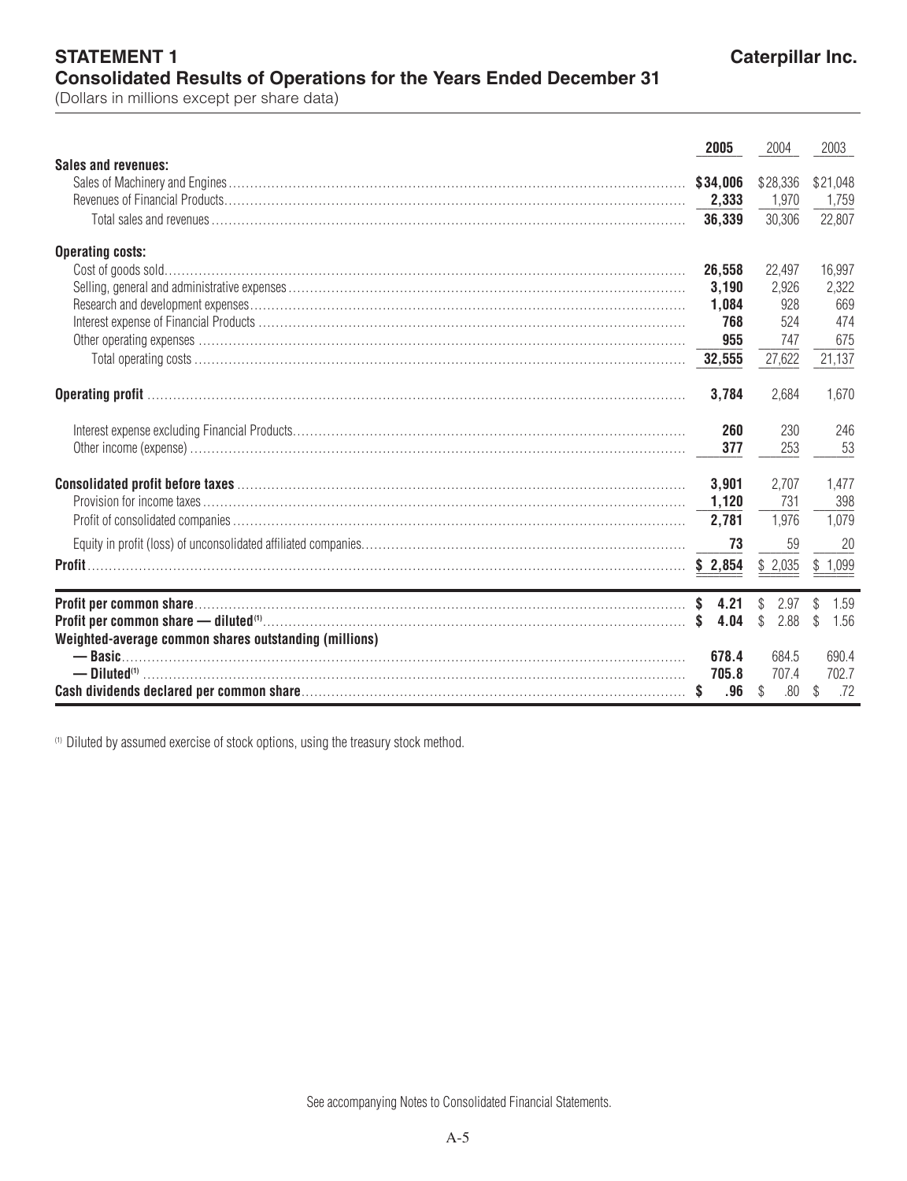# STATEMENT 1

**Caterpillar Inc.**

## Consolidated Results of Operations for the Years Ended December 31

(Dollars in millions except per share data)

| | 2005 | 2004 | 2003 |
|---|---|---|---|
| **Sales and revenues:** | | | |
| Sales of Machinery and Engines | **$34,006** | $28,336 | $21,048 |
| Revenues of Financial Products | **2,333** | 1,970 | 1,759 |
| Total sales and revenues | **36,339** | 30,306 | 22,807 |
| **Operating costs:** | | | |
| Cost of goods sold | **26,558** | 22,497 | 16,997 |
| Selling, general and administrative expenses | **3,190** | 2,926 | 2,322 |
| Research and development expenses | **1,084** | 928 | 669 |
| Interest expense of Financial Products | **768** | 524 | 474 |
| Other operating expenses | **955** | 747 | 675 |
| Total operating costs | **32,555** | 27,622 | 21,137 |
| **Operating profit** | **3,784** | 2,684 | 1,670 |
| Interest expense excluding Financial Products | **260** | 230 | 246 |
| Other income (expense) | **377** | 253 | 53 |
| **Consolidated profit before taxes** | **3,901** | 2,707 | 1,477 |
| Provision for income taxes | **1,120** | 731 | 398 |
| Profit of consolidated companies | **2,781** | 1,976 | 1,079 |
| Equity in profit (loss) of unconsolidated affiliated companies | **73** | 59 | 20 |
| **Profit** | **$ 2,854** | $ 2,035 | $ 1,099 |
| **Profit per common share** | **$ 4.21** | $ 2.97 | $ 1.59 |
| **Profit per common share — diluted**[(1)] | **$ 4.04** | $ 2.88 | $ 1.56 |
| **Weighted-average common shares outstanding (millions)** | | | |
| **— Basic** | **678.4** | 684.5 | 690.4 |
| **— Diluted**[(1)] | **705.8** | 707.4 | 702.7 |
| **Cash dividends declared per common share** | **$ .96** | $ .80 | $ .72 |

[(1)] Diluted by assumed exercise of stock options, using the treasury stock method.

See accompanying Notes to Consolidated Financial Statements.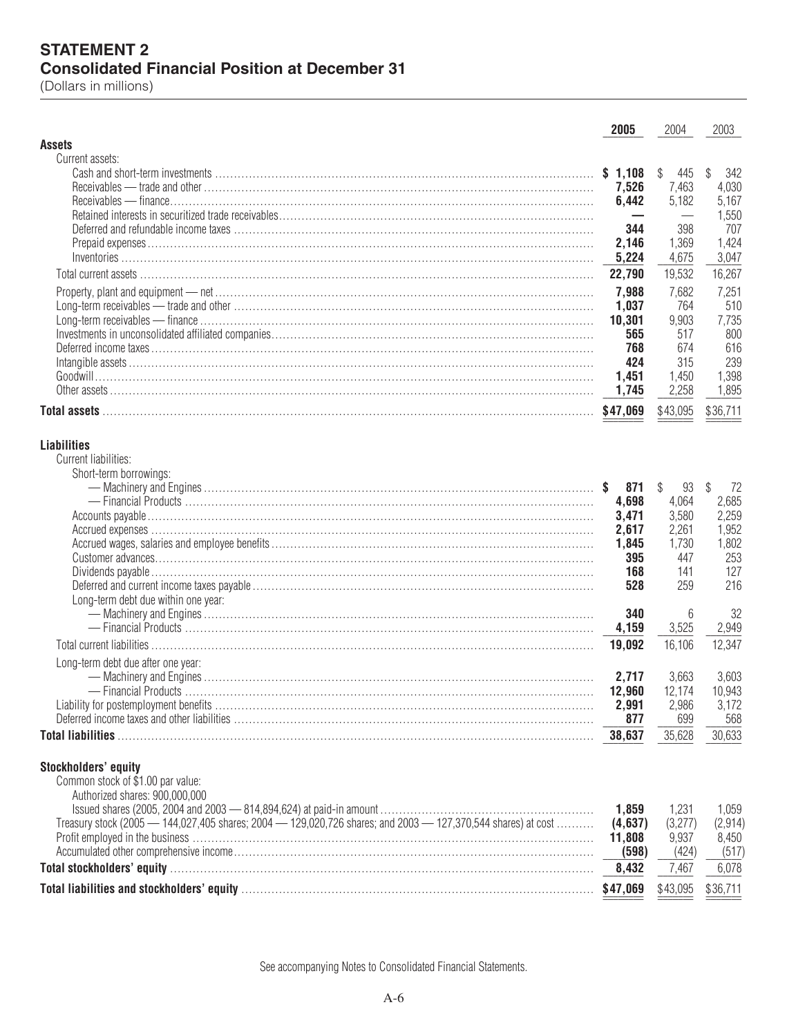## STATEMENT 2
## Consolidated Financial Position at December 31

(Dollars in millions)

| | 2005 | 2004 | 2003 |
|---|---|---|---|
| **Assets** | | | |
| Current assets: | | | |
| Cash and short-term investments | **$ 1,108** | $ 445 | $ 342 |
| Receivables — trade and other | **7,526** | 7,463 | 4,030 |
| Receivables — finance | **6,442** | 5,182 | 5,167 |
| Retained interests in securitized trade receivables | **—** | — | 1,550 |
| Deferred and refundable income taxes | **344** | 398 | 707 |
| Prepaid expenses | **2,146** | 1,369 | 1,424 |
| Inventories | **5,224** | 4,675 | 3,047 |
| Total current assets | **22,790** | 19,532 | 16,267 |
| Property, plant and equipment — net | **7,988** | 7,682 | 7,251 |
| Long-term receivables — trade and other | **1,037** | 764 | 510 |
| Long-term receivables — finance | **10,301** | 9,903 | 7,735 |
| Investments in unconsolidated affiliated companies | **565** | 517 | 800 |
| Deferred income taxes | **768** | 674 | 616 |
| Intangible assets | **424** | 315 | 239 |
| Goodwill | **1,451** | 1,450 | 1,398 |
| Other assets | **1,745** | 2,258 | 1,895 |
| **Total assets** | **$47,069** | $43,095 | $36,711 |
| **Liabilities** | | | |
| Current liabilities: | | | |
| Short-term borrowings: | | | |
| — Machinery and Engines | **$ 871** | $ 93 | $ 72 |
| — Financial Products | **4,698** | 4,064 | 2,685 |
| Accounts payable | **3,471** | 3,580 | 2,259 |
| Accrued expenses | **2,617** | 2,261 | 1,952 |
| Accrued wages, salaries and employee benefits | **1,845** | 1,730 | 1,802 |
| Customer advances | **395** | 447 | 253 |
| Dividends payable | **168** | 141 | 127 |
| Deferred and current income taxes payable | **528** | 259 | 216 |
| Long-term debt due within one year: | | | |
| — Machinery and Engines | **340** | 6 | 32 |
| — Financial Products | **4,159** | 3,525 | 2,949 |
| Total current liabilities | **19,092** | 16,106 | 12,347 |
| Long-term debt due after one year: | | | |
| — Machinery and Engines | **2,717** | 3,663 | 3,603 |
| — Financial Products | **12,960** | 12,174 | 10,943 |
| Liability for postemployment benefits | **2,991** | 2,986 | 3,172 |
| Deferred income taxes and other liabilities | **877** | 699 | 568 |
| **Total liabilities** | **38,637** | 35,628 | 30,633 |
| **Stockholders' equity** | | | |
| Common stock of $1.00 par value: | | | |
| Authorized shares: 900,000,000 | | | |
| Issued shares (2005, 2004 and 2003 — 814,894,624) at paid-in amount | **1,859** | 1,231 | 1,059 |
| Treasury stock (2005 — 144,027,405 shares; 2004 — 129,020,726 shares; and 2003 — 127,370,544 shares) at cost | **(4,637)** | (3,277) | (2,914) |
| Profit employed in the business | **11,808** | 9,937 | 8,450 |
| Accumulated other comprehensive income | **(598)** | (424) | (517) |
| **Total stockholders' equity** | **8,432** | 7,467 | 6,078 |
| **Total liabilities and stockholders' equity** | **$47,069** | $43,095 | $36,711 |

See accompanying Notes to Consolidated Financial Statements.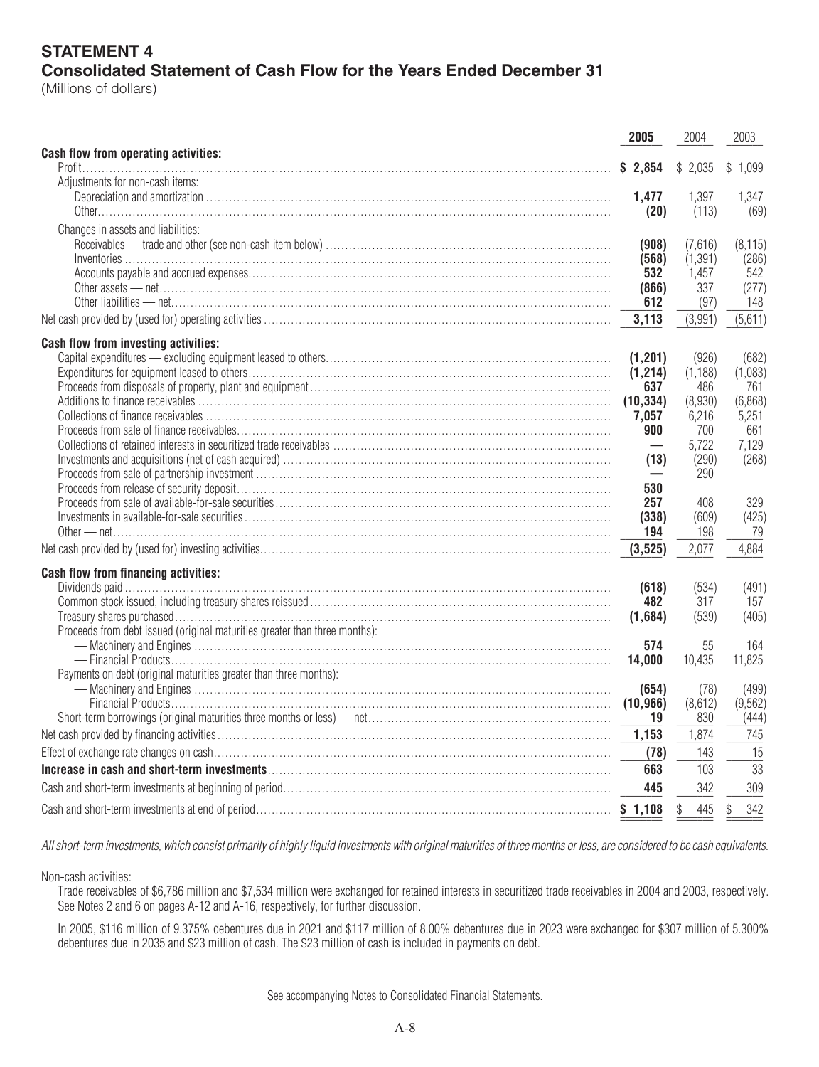# STATEMENT 4
## Consolidated Statement of Cash Flow for the Years Ended December 31
(Millions of dollars)

| | 2005 | 2004 | 2003 |
|---|---|---|---|
| **Cash flow from operating activities:** | | | |
| Profit | **$ 2,854** | $ 2,035 | $ 1,099 |
| Adjustments for non-cash items: | | | |
| Depreciation and amortization | **1,477** | 1,397 | 1,347 |
| Other | **(20)** | (113) | (69) |
| Changes in assets and liabilities: | | | |
| Receivables — trade and other (see non-cash item below) | **(908)** | (7,616) | (8,115) |
| Inventories | **(568)** | (1,391) | (286) |
| Accounts payable and accrued expenses | **532** | 1,457 | 542 |
| Other assets — net | **(866)** | 337 | (277) |
| Other liabilities — net | **612** | (97) | 148 |
| Net cash provided by (used for) operating activities | **3,113** | (3,991) | (5,611) |
| **Cash flow from investing activities:** | | | |
| Capital expenditures — excluding equipment leased to others | **(1,201)** | (926) | (682) |
| Expenditures for equipment leased to others | **(1,214)** | (1,188) | (1,083) |
| Proceeds from disposals of property, plant and equipment | **637** | 486 | 761 |
| Additions to finance receivables | **(10,334)** | (8,930) | (6,868) |
| Collections of finance receivables | **7,057** | 6,216 | 5,251 |
| Proceeds from sale of finance receivables | **900** | 700 | 661 |
| Collections of retained interests in securitized trade receivables | **—** | 5,722 | 7,129 |
| Investments and acquisitions (net of cash acquired) | **(13)** | (290) | (268) |
| Proceeds from sale of partnership investment | **—** | 290 | — |
| Proceeds from release of security deposit | **530** | — | — |
| Proceeds from sale of available-for-sale securities | **257** | 408 | 329 |
| Investments in available-for-sale securities | **(338)** | (609) | (425) |
| Other — net | **194** | 198 | 79 |
| Net cash provided by (used for) investing activities | **(3,525)** | 2,077 | 4,884 |
| **Cash flow from financing activities:** | | | |
| Dividends paid | **(618)** | (534) | (491) |
| Common stock issued, including treasury shares reissued | **482** | 317 | 157 |
| Treasury shares purchased | **(1,684)** | (539) | (405) |
| Proceeds from debt issued (original maturities greater than three months): | | | |
| — Machinery and Engines | **574** | 55 | 164 |
| — Financial Products | **14,000** | 10,435 | 11,825 |
| Payments on debt (original maturities greater than three months): | | | |
| — Machinery and Engines | **(654)** | (78) | (499) |
| — Financial Products | **(10,966)** | (8,612) | (9,562) |
| Short-term borrowings (original maturities three months or less) — net | **19** | 830 | (444) |
| Net cash provided by financing activities | **1,153** | 1,874 | 745 |
| Effect of exchange rate changes on cash | **(78)** | 143 | 15 |
| **Increase in cash and short-term investments** | **663** | 103 | 33 |
| Cash and short-term investments at beginning of period | **445** | 342 | 309 |
| Cash and short-term investments at end of period | **$ 1,108** | $ 445 | $ 342 |

*All short-term investments, which consist primarily of highly liquid investments with original maturities of three months or less, are considered to be cash equivalents.*

Non-cash activities:

Trade receivables of $6,786 million and $7,534 million were exchanged for retained interests in securitized trade receivables in 2004 and 2003, respectively. See Notes 2 and 6 on pages A-12 and A-16, respectively, for further discussion.

In 2005, $116 million of 9.375% debentures due in 2021 and $117 million of 8.00% debentures due in 2023 were exchanged for $307 million of 5.300% debentures due in 2035 and $23 million of cash. The $23 million of cash is included in payments on debt.

See accompanying Notes to Consolidated Financial Statements.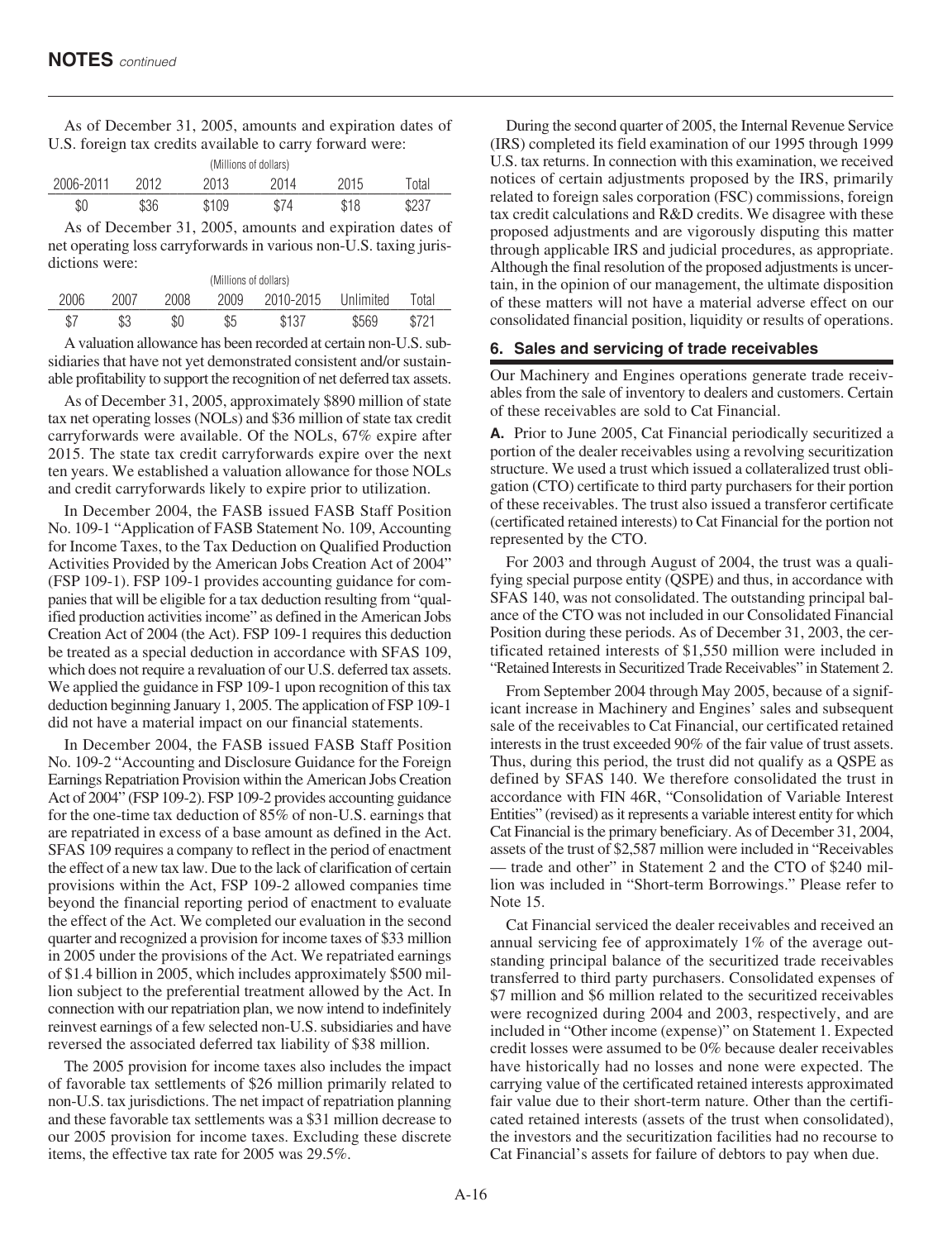# NOTES *continued*

As of December 31, 2005, amounts and expiration dates of U.S. foreign tax credits available to carry forward were:

(Millions of dollars)

| 2006-2011 | 2012 | 2013 | 2014 | 2015 | Total |
|---|---|---|---|---|---|
| $0 | $36 | $109 | $74 | $18 | $237 |

As of December 31, 2005, amounts and expiration dates of net operating loss carryforwards in various non-U.S. taxing jurisdictions were:

(Millions of dollars)

| 2006 | 2007 | 2008 | 2009 | 2010-2015 | Unlimited | Total |
|---|---|---|---|---|---|---|
| $7 | $3 | $0 | $5 | $137 | $569 | $721 |

A valuation allowance has been recorded at certain non-U.S. subsidiaries that have not yet demonstrated consistent and/or sustainable profitability to support the recognition of net deferred tax assets.

As of December 31, 2005, approximately $890 million of state tax net operating losses (NOLs) and $36 million of state tax credit carryforwards were available. Of the NOLs, 67% expire after 2015. The state tax credit carryforwards expire over the next ten years. We established a valuation allowance for those NOLs and credit carryforwards likely to expire prior to utilization.

In December 2004, the FASB issued FASB Staff Position No. 109-1 "Application of FASB Statement No. 109, Accounting for Income Taxes, to the Tax Deduction on Qualified Production Activities Provided by the American Jobs Creation Act of 2004" (FSP 109-1). FSP 109-1 provides accounting guidance for companies that will be eligible for a tax deduction resulting from "qualified production activities income" as defined in the American Jobs Creation Act of 2004 (the Act). FSP 109-1 requires this deduction be treated as a special deduction in accordance with SFAS 109, which does not require a revaluation of our U.S. deferred tax assets. We applied the guidance in FSP 109-1 upon recognition of this tax deduction beginning January 1, 2005. The application of FSP 109-1 did not have a material impact on our financial statements.

In December 2004, the FASB issued FASB Staff Position No. 109-2 "Accounting and Disclosure Guidance for the Foreign Earnings Repatriation Provision within the American Jobs Creation Act of 2004" (FSP 109-2). FSP 109-2 provides accounting guidance for the one-time tax deduction of 85% of non-U.S. earnings that are repatriated in excess of a base amount as defined in the Act. SFAS 109 requires a company to reflect in the period of enactment the effect of a new tax law. Due to the lack of clarification of certain provisions within the Act, FSP 109-2 allowed companies time beyond the financial reporting period of enactment to evaluate the effect of the Act. We completed our evaluation in the second quarter and recognized a provision for income taxes of $33 million in 2005 under the provisions of the Act. We repatriated earnings of $1.4 billion in 2005, which includes approximately $500 million subject to the preferential treatment allowed by the Act. In connection with our repatriation plan, we now intend to indefinitely reinvest earnings of a few selected non-U.S. subsidiaries and have reversed the associated deferred tax liability of $38 million.

The 2005 provision for income taxes also includes the impact of favorable tax settlements of $26 million primarily related to non-U.S. tax jurisdictions. The net impact of repatriation planning and these favorable tax settlements was a $31 million decrease to our 2005 provision for income taxes. Excluding these discrete items, the effective tax rate for 2005 was 29.5%.

During the second quarter of 2005, the Internal Revenue Service (IRS) completed its field examination of our 1995 through 1999 U.S. tax returns. In connection with this examination, we received notices of certain adjustments proposed by the IRS, primarily related to foreign sales corporation (FSC) commissions, foreign tax credit calculations and R&D credits. We disagree with these proposed adjustments and are vigorously disputing this matter through applicable IRS and judicial procedures, as appropriate. Although the final resolution of the proposed adjustments is uncertain, in the opinion of our management, the ultimate disposition of these matters will not have a material adverse effect on our consolidated financial position, liquidity or results of operations.

## 6. Sales and servicing of trade receivables

Our Machinery and Engines operations generate trade receivables from the sale of inventory to dealers and customers. Certain of these receivables are sold to Cat Financial.

**A.** Prior to June 2005, Cat Financial periodically securitized a portion of the dealer receivables using a revolving securitization structure. We used a trust which issued a collateralized trust obligation (CTO) certificate to third party purchasers for their portion of these receivables. The trust also issued a transferor certificate (certificated retained interests) to Cat Financial for the portion not represented by the CTO.

For 2003 and through August of 2004, the trust was a qualifying special purpose entity (QSPE) and thus, in accordance with SFAS 140, was not consolidated. The outstanding principal balance of the CTO was not included in our Consolidated Financial Position during these periods. As of December 31, 2003, the certificated retained interests of $1,550 million were included in "Retained Interests in Securitized Trade Receivables" in Statement 2.

From September 2004 through May 2005, because of a significant increase in Machinery and Engines' sales and subsequent sale of the receivables to Cat Financial, our certificated retained interests in the trust exceeded 90% of the fair value of trust assets. Thus, during this period, the trust did not qualify as a QSPE as defined by SFAS 140. We therefore consolidated the trust in accordance with FIN 46R, "Consolidation of Variable Interest Entities" (revised) as it represents a variable interest entity for which Cat Financial is the primary beneficiary. As of December 31, 2004, assets of the trust of $2,587 million were included in "Receivables — trade and other" in Statement 2 and the CTO of $240 million was included in "Short-term Borrowings." Please refer to Note 15.

Cat Financial serviced the dealer receivables and received an annual servicing fee of approximately 1% of the average outstanding principal balance of the securitized trade receivables transferred to third party purchasers. Consolidated expenses of $7 million and $6 million related to the securitized receivables were recognized during 2004 and 2003, respectively, and are included in "Other income (expense)" on Statement 1. Expected credit losses were assumed to be 0% because dealer receivables have historically had no losses and none were expected. The carrying value of the certificated retained interests approximated fair value due to their short-term nature. Other than the certificated retained interests (assets of the trust when consolidated), the investors and the securitization facilities had no recourse to Cat Financial's assets for failure of debtors to pay when due.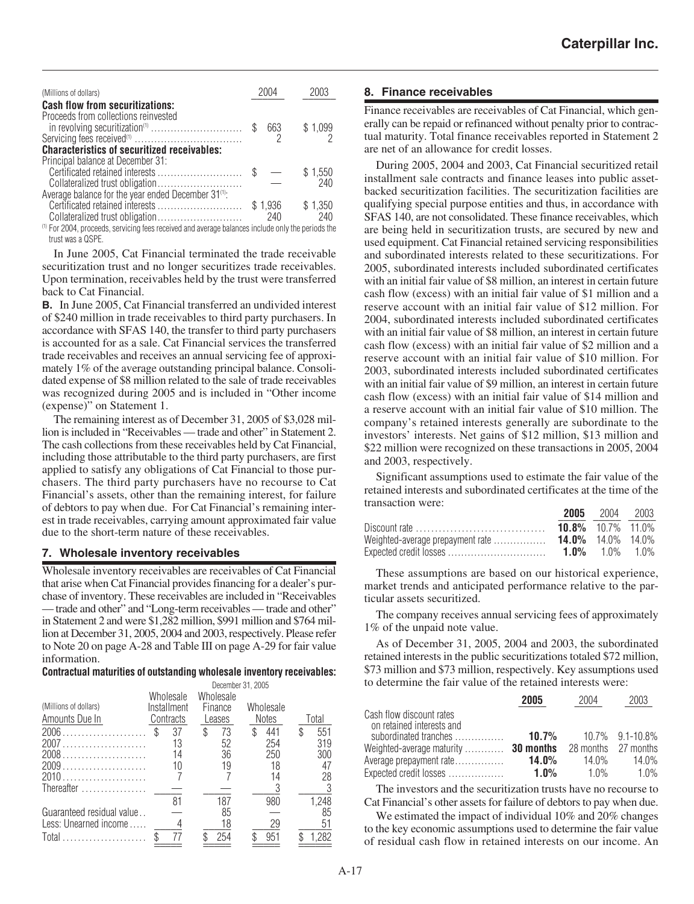| (Millions of dollars) | 2004 | 2003 |
|---|---|---|
| **Cash flow from securitizations:** | | |
| Proceeds from collections reinvested in revolving securitization[(1)] | $ 663 | $ 1,099 |
| Servicing fees received[(1)] | 2 | 2 |
| **Characteristics of securitized receivables:** | | |
| Principal balance at December 31: | | |
| Certificated retained interests | $ — | $ 1,550 |
| Collateralized trust obligation | — | 240 |
| Average balance for the year ended December 31[(1)]: | | |
| Certificated retained interests | $ 1,936 | $ 1,350 |
| Collateralized trust obligation | 240 | 240 |

[(1)] For 2004, proceeds, servicing fees received and average balances include only the periods the trust was a QSPE.

In June 2005, Cat Financial terminated the trade receivable securitization trust and no longer securitizes trade receivables. Upon termination, receivables held by the trust were transferred back to Cat Financial.

**B.** In June 2005, Cat Financial transferred an undivided interest of $240 million in trade receivables to third party purchasers. In accordance with SFAS 140, the transfer to third party purchasers is accounted for as a sale. Cat Financial services the transferred trade receivables and receives an annual servicing fee of approximately 1% of the average outstanding principal balance. Consolidated expense of $8 million related to the sale of trade receivables was recognized during 2005 and is included in "Other income (expense)" on Statement 1.

The remaining interest as of December 31, 2005 of $3,028 million is included in "Receivables — trade and other" in Statement 2. The cash collections from these receivables held by Cat Financial, including those attributable to the third party purchasers, are first applied to satisfy any obligations of Cat Financial to those purchasers. The third party purchasers have no recourse to Cat Financial's assets, other than the remaining interest, for failure of debtors to pay when due. For Cat Financial's remaining interest in trade receivables, carrying amount approximated fair value due to the short-term nature of these receivables.

## 7. Wholesale inventory receivables

Wholesale inventory receivables are receivables of Cat Financial that arise when Cat Financial provides financing for a dealer's purchase of inventory. These receivables are included in "Receivables — trade and other" and "Long-term receivables — trade and other" in Statement 2 and were $1,282 million, $991 million and $764 million at December 31, 2005, 2004 and 2003, respectively. Please refer to Note 20 on page A-28 and Table III on page A-29 for fair value information.

**Contractual maturities of outstanding wholesale inventory receivables:**

| (Millions of dollars) Amounts Due In | December 31, 2005 Wholesale Installment Contracts | Wholesale Finance Leases | Wholesale Notes | Total |
|---|---|---|---|---|
| 2006 | $ 37 | $ 73 | $ 441 | $ 551 |
| 2007 | 13 | 52 | 254 | 319 |
| 2008 | 14 | 36 | 250 | 300 |
| 2009 | 10 | 19 | 18 | 47 |
| 2010 | 7 | 7 | 14 | 28 |
| Thereafter | — | — | 3 | 3 |
| | 81 | 187 | 980 | 1,248 |
| Guaranteed residual value | — | 85 | — | 85 |
| Less: Unearned income | 4 | 18 | 29 | 51 |
| Total | $ 77 | $ 254 | $ 951 | $ 1,282 |

## 8. Finance receivables

Finance receivables are receivables of Cat Financial, which generally can be repaid or refinanced without penalty prior to contractual maturity. Total finance receivables reported in Statement 2 are net of an allowance for credit losses.

During 2005, 2004 and 2003, Cat Financial securitized retail installment sale contracts and finance leases into public asset-backed securitization facilities. The securitization facilities are qualifying special purpose entities and thus, in accordance with SFAS 140, are not consolidated. These finance receivables, which are being held in securitization trusts, are secured by new and used equipment. Cat Financial retained servicing responsibilities and subordinated interests related to these securitizations. For 2005, subordinated interests included subordinated certificates with an initial fair value of $8 million, an interest in certain future cash flow (excess) with an initial fair value of $1 million and a reserve account with an initial fair value of $12 million. For 2004, subordinated interests included subordinated certificates with an initial fair value of $8 million, an interest in certain future cash flow (excess) with an initial fair value of $2 million and a reserve account with an initial fair value of $10 million. For 2003, subordinated interests included subordinated certificates with an initial fair value of $9 million, an interest in certain future cash flow (excess) with an initial fair value of $14 million and a reserve account with an initial fair value of $10 million. The company's retained interests generally are subordinate to the investors' interests. Net gains of $12 million, $13 million and $22 million were recognized on these transactions in 2005, 2004 and 2003, respectively.

Significant assumptions used to estimate the fair value of the retained interests and subordinated certificates at the time of the transaction were:

| | **2005** | 2004 | 2003 |
|---|---|---|---|
| Discount rate | **10.8%** | 10.7% | 11.0% |
| Weighted-average prepayment rate | **14.0%** | 14.0% | 14.0% |
| Expected credit losses | **1.0%** | 1.0% | 1.0% |

These assumptions are based on our historical experience, market trends and anticipated performance relative to the particular assets securitized.

The company receives annual servicing fees of approximately 1% of the unpaid note value.

As of December 31, 2005, 2004 and 2003, the subordinated retained interests in the public securitizations totaled $72 million, $73 million and $73 million, respectively. Key assumptions used to determine the fair value of the retained interests were:

| | **2005** | 2004 | 2003 |
|---|---|---|---|
| Cash flow discount rates on retained interests and subordinated tranches | **10.7%** | 10.7% | 9.1-10.8% |
| Weighted-average maturity | **30 months** | 28 months | 27 months |
| Average prepayment rate | **14.0%** | 14.0% | 14.0% |
| Expected credit losses | **1.0%** | 1.0% | 1.0% |

The investors and the securitization trusts have no recourse to Cat Financial's other assets for failure of debtors to pay when due.

We estimated the impact of individual 10% and 20% changes to the key economic assumptions used to determine the fair value of residual cash flow in retained interests on our income. An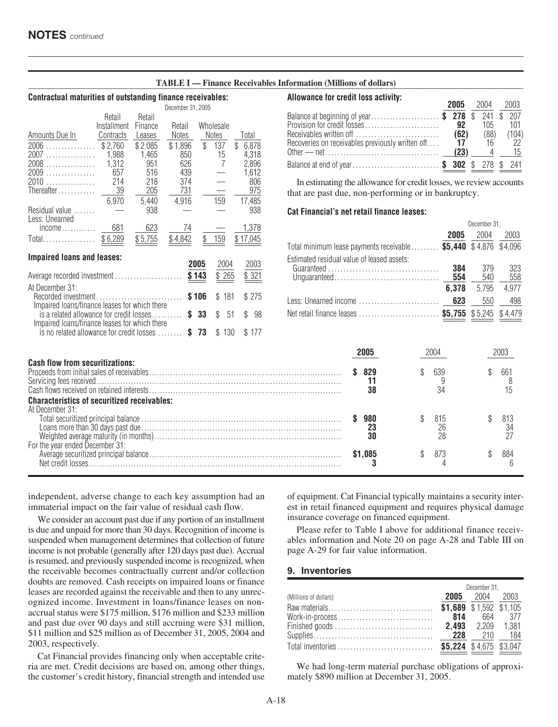**TABLE I — Finance Receivables Information (Millions of dollars)**

**Contractual maturities of outstanding finance receivables:**

| | December 31, 2005 | | | | |
|---|---|---|---|---|---|
| Amounts Due In | Retail Installment Contracts | Retail Finance Leases | Retail Notes | Wholesale Notes | Total |
| 2006 | $ 2,760 | $ 2,085 | $ 1,896 | $ 137 | $ 6,878 |
| 2007 | 1,988 | 1,465 | 850 | 15 | 4,318 |
| 2008 | 1,312 | 951 | 626 | 7 | 2,896 |
| 2009 | 657 | 516 | 439 | — | 1,612 |
| 2010 | 214 | 218 | 374 | — | 806 |
| Thereafter | 39 | 205 | 731 | — | 975 |
| | 6,970 | 5,440 | 4,916 | 159 | 17,485 |
| Residual value | — | 938 | — | — | 938 |
| Less: Unearned income | 681 | 623 | 74 | — | 1,378 |
| Total | $ 6,289 | $ 5,755 | $ 4,842 | $ 159 | $ 17,045 |

**Impaired loans and leases:**

| | 2005 | 2004 | 2003 |
|---|---|---|---|
| Average recorded investment | **$ 143** | $ 265 | $ 321 |
| At December 31: | | | |
| Recorded investment | **$ 106** | $ 181 | $ 275 |
| Impaired loans/finance leases for which there is a related allowance for credit losses | **$ 33** | $ 51 | $ 98 |
| Impaired loans/finance leases for which there is no related allowance for credit losses | **$ 73** | $ 130 | $ 177 |

**Allowance for credit loss activity:**

| | 2005 | 2004 | 2003 |
|---|---|---|---|
| Balance at beginning of year | **$ 278** | $ 241 | $ 207 |
| Provision for credit losses | **92** | 105 | 101 |
| Receivables written off | **(62)** | (88) | (104) |
| Recoveries on receivables previously written off | **17** | 16 | 22 |
| Other — net | **(23)** | 4 | 15 |
| Balance at end of year | **$ 302** | $ 278 | $ 241 |

In estimating the allowance for credit losses, we review accounts that are past due, non-performing or in bankruptcy.

**Cat Financial's net retail finance leases:**

| | December 31, | | |
|---|---|---|---|
| | 2005 | 2004 | 2003 |
| Total minimum lease payments receivable | **$5,440** | $4,876 | $4,096 |
| Estimated residual value of leased assets: | | | |
| Guaranteed | **384** | 379 | 323 |
| Unguaranteed | **554** | 540 | 558 |
| | **6,378** | 5,795 | 4,977 |
| Less: Unearned income | **623** | 550 | 498 |
| Net retail finance leases | **$5,755** | $5,245 | $4,479 |

| | 2005 | 2004 | 2003 |
|---|---|---|---|
| **Cash flow from securitizations:** | | | |
| Proceeds from initial sales of receivables | **$ 829** | $ 639 | $ 661 |
| Servicing fees received | **11** | 9 | 8 |
| Cash flows received on retained interests | **38** | 34 | 15 |
| **Characteristics of securitized receivables:** | | | |
| At December 31: | | | |
| Total securitized principal balance | **$ 980** | $ 815 | $ 813 |
| Loans more than 30 days past due | **23** | 26 | 34 |
| Weighted average maturity (in months) | **30** | 28 | 27 |
| For the year ended December 31: | | | |
| Average securitized principal balance | **$1,085** | $ 873 | $ 884 |
| Net credit losses | **3** | 4 | 6 |

independent, adverse change to each key assumption had an immaterial impact on the fair value of residual cash flow.

We consider an account past due if any portion of an installment is due and unpaid for more than 30 days. Recognition of income is suspended when management determines that collection of future income is not probable (generally after 120 days past due). Accrual is resumed, and previously suspended income is recognized, when the receivable becomes contractually current and/or collection doubts are removed. Cash receipts on impaired loans or finance leases are recorded against the receivable and then to any unrecognized income. Investment in loans/finance leases on non-accrual status were $175 million, $176 million and $233 million and past due over 90 days and still accruing were $31 million, $11 million and $25 million as of December 31, 2005, 2004 and 2003, respectively.

Cat Financial provides financing only when acceptable criteria are met. Credit decisions are based on, among other things, the customer's credit history, financial strength and intended use of equipment. Cat Financial typically maintains a security interest in retail financed equipment and requires physical damage insurance coverage on financed equipment.

Please refer to Table I above for additional finance receivables information and Note 20 on page A-28 and Table III on page A-29 for fair value information.

## 9. Inventories

| | December 31, | | |
|---|---|---|---|
| (Millions of dollars) | 2005 | 2004 | 2003 |
| Raw materials | **$1,689** | $1,592 | $1,105 |
| Work-in-process | **814** | 664 | 377 |
| Finished goods | **2,493** | 2,209 | 1,381 |
| Supplies | **228** | 210 | 184 |
| Total inventories | **$5,224** | $4,675 | $3,047 |

We had long-term material purchase obligations of approximately $890 million at December 31, 2005.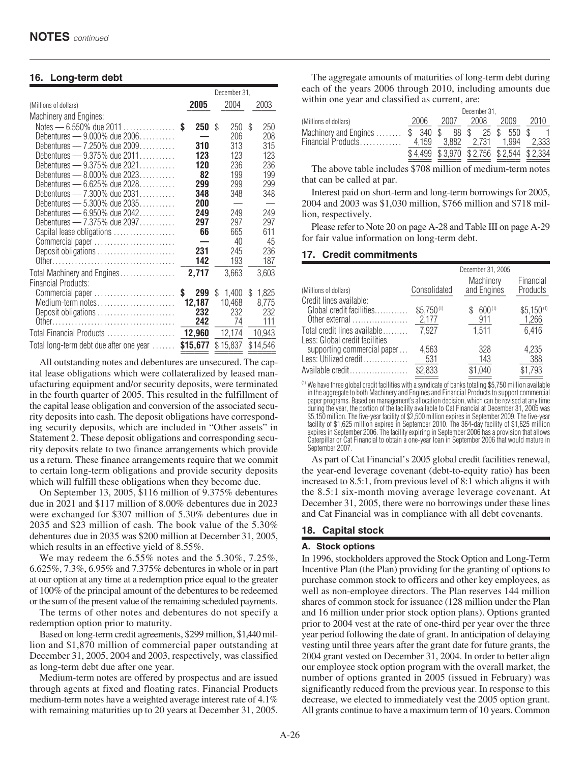## 16. Long-term debt

| (Millions of dollars) | December 31, 2005 | 2004 | 2003 |
|---|---|---|---|
| Machinery and Engines: | | | |
| Notes — 6.550% due 2011 | **$ 250** | $ 250 | $ 250 |
| Debentures — 9.000% due 2006 | **—** | 206 | 208 |
| Debentures — 7.250% due 2009 | **310** | 313 | 315 |
| Debentures — 9.375% due 2011 | **123** | 123 | 123 |
| Debentures — 9.375% due 2021 | **120** | 236 | 236 |
| Debentures — 8.000% due 2023 | **82** | 199 | 199 |
| Debentures — 6.625% due 2028 | **299** | 299 | 299 |
| Debentures — 7.300% due 2031 | **348** | 348 | 348 |
| Debentures — 5.300% due 2035 | **200** | — | — |
| Debentures — 6.950% due 2042 | **249** | 249 | 249 |
| Debentures — 7.375% due 2097 | **297** | 297 | 297 |
| Capital lease obligations | **66** | 665 | 611 |
| Commercial paper | **—** | 40 | 45 |
| Deposit obligations | **231** | 245 | 236 |
| Other | **142** | 193 | 187 |
| Total Machinery and Engines | **2,717** | 3,663 | 3,603 |
| Financial Products: | | | |
| Commercial paper | **$ 299** | $ 1,400 | $ 1,825 |
| Medium-term notes | **12,187** | 10,468 | 8,775 |
| Deposit obligations | **232** | 232 | 232 |
| Other | **242** | 74 | 111 |
| Total Financial Products | **12,960** | 12,174 | 10,943 |
| Total long-term debt due after one year | **$15,677** | $ 15,837 | $ 14,546 |

All outstanding notes and debentures are unsecured. The capital lease obligations which were collateralized by leased manufacturing equipment and/or security deposits, were terminated in the fourth quarter of 2005. This resulted in the fulfillment of the capital lease obligation and conversion of the associated security deposits into cash. The deposit obligations have corresponding security deposits, which are included in "Other assets" in Statement 2. These deposit obligations and corresponding security deposits relate to two finance arrangements which provide us a return. These finance arrangements require that we commit to certain long-term obligations and provide security deposits which will fulfill these obligations when they become due.

On September 13, 2005, $116 million of 9.375% debentures due in 2021 and $117 million of 8.00% debentures due in 2023 were exchanged for $307 million of 5.30% debentures due in 2035 and $23 million of cash. The book value of the 5.30% debentures due in 2035 was $200 million at December 31, 2005, which results in an effective yield of 8.55%.

We may redeem the 6.55% notes and the 5.30%, 7.25%, 6.625%, 7.3%, 6.95% and 7.375% debentures in whole or in part at our option at any time at a redemption price equal to the greater of 100% of the principal amount of the debentures to be redeemed or the sum of the present value of the remaining scheduled payments.

The terms of other notes and debentures do not specify a redemption option prior to maturity.

Based on long-term credit agreements, $299 million, $1,440 million and $1,870 million of commercial paper outstanding at December 31, 2005, 2004 and 2003, respectively, was classified as long-term debt due after one year.

Medium-term notes are offered by prospectus and are issued through agents at fixed and floating rates. Financial Products medium-term notes have a weighted average interest rate of 4.1% with remaining maturities up to 20 years at December 31, 2005.

The aggregate amounts of maturities of long-term debt during each of the years 2006 through 2010, including amounts due within one year and classified as current, are:

| (Millions of dollars) | December 31, 2006 | 2007 | 2008 | 2009 | 2010 |
|---|---|---|---|---|---|
| Machinery and Engines | $ 340 | $ 88 | $ 25 | $ 550 | $ 1 |
| Financial Products | 4,159 | 3,882 | 2,731 | 1,994 | 2,333 |
| | $ 4,499 | $ 3,970 | $ 2,756 | $ 2,544 | $ 2,334 |

The above table includes $708 million of medium-term notes that can be called at par.

Interest paid on short-term and long-term borrowings for 2005, 2004 and 2003 was $1,030 million, $766 million and $718 million, respectively.

Please refer to Note 20 on page A-28 and Table III on page A-29 for fair value information on long-term debt.

## 17. Credit commitments

| (Millions of dollars) | Consolidated | Machinery and Engines | Financial Products |
|---|---|---|---|
| | December 31, 2005 | | |
| Credit lines available: | | | |
| Global credit facilities | $5,750[1] | $ 600[1] | $5,150[1] |
| Other external | 2,177 | 911 | 1,266 |
| Total credit lines available | 7,927 | 1,511 | 6,416 |
| Less: Global credit facilities supporting commercial paper | 4,563 | 328 | 4,235 |
| Less: Utilized credit | 531 | 143 | 388 |
| Available credit | $2,833 | $1,040 | $1,793 |

[1] We have three global credit facilities with a syndicate of banks totaling $5,750 million available in the aggregate to both Machinery and Engines and Financial Products to support commercial paper programs. Based on management's allocation decision, which can be revised at any time during the year, the portion of the facility available to Cat Financial at December 31, 2005 was $5,150 million. The five-year facility of $2,500 million expires in September 2009. The five-year facility of $1,625 million expires in September 2010. The 364-day facility of $1,625 million expires in September 2006. The facility expiring in September 2006 has a provision that allows Caterpillar or Cat Financial to obtain a one-year loan in September 2006 that would mature in September 2007.

As part of Cat Financial's 2005 global credit facilities renewal, the year-end leverage covenant (debt-to-equity ratio) has been increased to 8.5:1, from previous level of 8:1 which aligns it with the 8.5:1 six-month moving average leverage covenant. At December 31, 2005, there were no borrowings under these lines and Cat Financial was in compliance with all debt covenants.

## 18. Capital stock

### A. Stock options

In 1996, stockholders approved the Stock Option and Long-Term Incentive Plan (the Plan) providing for the granting of options to purchase common stock to officers and other key employees, as well as non-employee directors. The Plan reserves 144 million shares of common stock for issuance (128 million under the Plan and 16 million under prior stock option plans). Options granted prior to 2004 vest at the rate of one-third per year over the three year period following the date of grant. In anticipation of delaying vesting until three years after the grant date for future grants, the 2004 grant vested on December 31, 2004. In order to better align our employee stock option program with the overall market, the number of options granted in 2005 (issued in February) was significantly reduced from the previous year. In response to this decrease, we elected to immediately vest the 2005 option grant. All grants continue to have a maximum term of 10 years. Common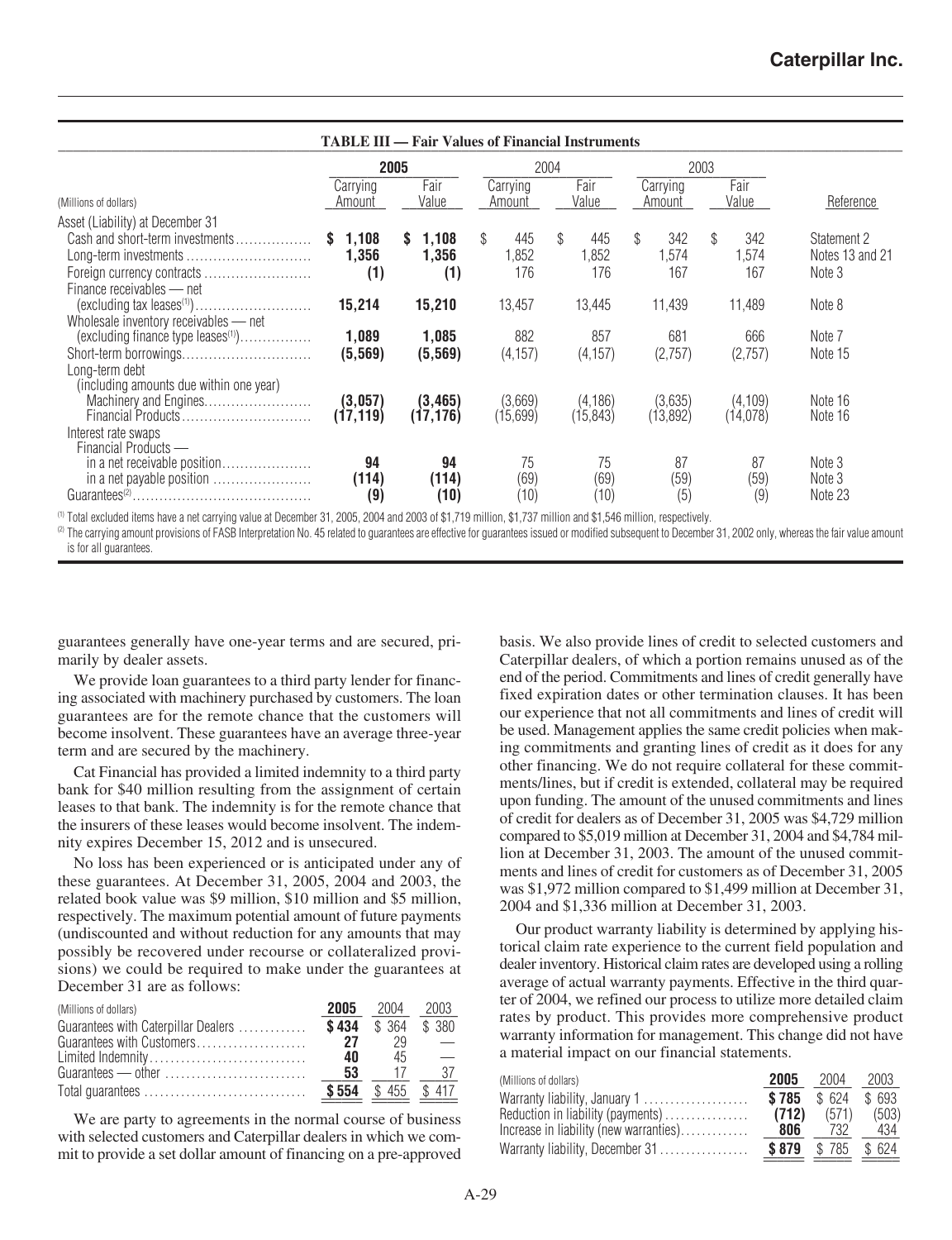**TABLE III — Fair Values of Financial Instruments**

| (Millions of dollars) | 2005 Carrying Amount | 2005 Fair Value | 2004 Carrying Amount | 2004 Fair Value | 2003 Carrying Amount | 2003 Fair Value | Reference |
|---|---|---|---|---|---|---|---|
| Asset (Liability) at December 31 | | | | | | | |
| Cash and short-term investments | **$ 1,108** | **$ 1,108** | $ 445 | $ 445 | $ 342 | $ 342 | Statement 2 |
| Long-term investments | **1,356** | **1,356** | 1,852 | 1,852 | 1,574 | 1,574 | Notes 13 and 21 |
| Foreign currency contracts | **(1)** | **(1)** | 176 | 176 | 167 | 167 | Note 3 |
| Finance receivables — net (excluding tax leases[1]) | **15,214** | **15,210** | 13,457 | 13,445 | 11,439 | 11,489 | Note 8 |
| Wholesale inventory receivables — net (excluding finance type leases[1]) | **1,089** | **1,085** | 882 | 857 | 681 | 666 | Note 7 |
| Short-term borrowings | **(5,569)** | **(5,569)** | (4,157) | (4,157) | (2,757) | (2,757) | Note 15 |
| Long-term debt (including amounts due within one year) | | | | | | | |
| Machinery and Engines | **(3,057)** | **(3,465)** | (3,669) | (4,186) | (3,635) | (4,109) | Note 16 |
| Financial Products | **(17,119)** | **(17,176)** | (15,699) | (15,843) | (13,892) | (14,078) | Note 16 |
| Interest rate swaps | | | | | | | |
| Financial Products — | | | | | | | |
| in a net receivable position | **94** | **94** | 75 | 75 | 87 | 87 | Note 3 |
| in a net payable position | **(114)** | **(114)** | (69) | (69) | (59) | (59) | Note 3 |
| Guarantees[2] | **(9)** | **(10)** | (10) | (10) | (5) | (9) | Note 23 |

[1] Total excluded items have a net carrying value at December 31, 2005, 2004 and 2003 of $1,719 million, $1,737 million and $1,546 million, respectively.

[2] The carrying amount provisions of FASB Interpretation No. 45 related to guarantees are effective for guarantees issued or modified subsequent to December 31, 2002 only, whereas the fair value amount is for all guarantees.

guarantees generally have one-year terms and are secured, primarily by dealer assets.

We provide loan guarantees to a third party lender for financing associated with machinery purchased by customers. The loan guarantees are for the remote chance that the customers will become insolvent. These guarantees have an average three-year term and are secured by the machinery.

Cat Financial has provided a limited indemnity to a third party bank for $40 million resulting from the assignment of certain leases to that bank. The indemnity is for the remote chance that the insurers of these leases would become insolvent. The indemnity expires December 15, 2012 and is unsecured.

No loss has been experienced or is anticipated under any of these guarantees. At December 31, 2005, 2004 and 2003, the related book value was $9 million, $10 million and $5 million, respectively. The maximum potential amount of future payments (undiscounted and without reduction for any amounts that may possibly be recovered under recourse or collateralized provisions) we could be required to make under the guarantees at December 31 are as follows:

| (Millions of dollars) | 2005 | 2004 | 2003 |
|---|---|---|---|
| Guarantees with Caterpillar Dealers | **$ 434** | $ 364 | $ 380 |
| Guarantees with Customers | **27** | 29 | — |
| Limited Indemnity | **40** | 45 | — |
| Guarantees — other | **53** | 17 | 37 |
| Total guarantees | **$ 554** | $ 455 | $ 417 |

We are party to agreements in the normal course of business with selected customers and Caterpillar dealers in which we commit to provide a set dollar amount of financing on a pre-approved basis. We also provide lines of credit to selected customers and Caterpillar dealers, of which a portion remains unused as of the end of the period. Commitments and lines of credit generally have fixed expiration dates or other termination clauses. It has been our experience that not all commitments and lines of credit will be used. Management applies the same credit policies when making commitments and granting lines of credit as it does for any other financing. We do not require collateral for these commitments/lines, but if credit is extended, collateral may be required upon funding. The amount of the unused commitments and lines of credit for dealers as of December 31, 2005 was $4,729 million compared to $5,019 million at December 31, 2004 and $4,784 million at December 31, 2003. The amount of the unused commitments and lines of credit for customers as of December 31, 2005 was $1,972 million compared to $1,499 million at December 31, 2004 and $1,336 million at December 31, 2003.

Our product warranty liability is determined by applying historical claim rate experience to the current field population and dealer inventory. Historical claim rates are developed using a rolling average of actual warranty payments. Effective in the third quarter of 2004, we refined our process to utilize more detailed claim rates by product. This provides more comprehensive product warranty information for management. This change did not have a material impact on our financial statements.

| (Millions of dollars) | 2005 | 2004 | 2003 |
|---|---|---|---|
| Warranty liability, January 1 | **$ 785** | $ 624 | $ 693 |
| Reduction in liability (payments) | **(712)** | (571) | (503) |
| Increase in liability (new warranties) | **806** | 732 | 434 |
| Warranty liability, December 31 | **$ 879** | $ 785 | $ 624 |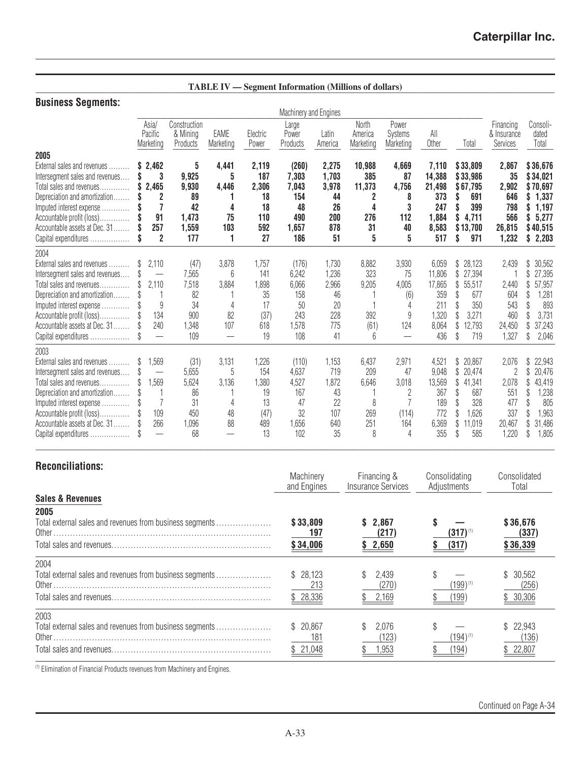**TABLE IV — Segment Information (Millions of dollars)**

## Business Segments:

| | Machinery and Engines | | | | | | | | | | Financing & Insurance Services | Consoli-dated Total |
|---|---|---|---|---|---|---|---|---|---|---|---|---|
| | Asia/ Pacific Marketing | Construction & Mining Products | EAME Marketing | Electric Power | Large Power Products | Latin America | North America Marketing | Power Systems Marketing | All Other | Total | | |
| **2005** | | | | | | | | | | | | |
| External sales and revenues | **$ 2,462** | **5** | **4,441** | **2,119** | **(260)** | **2,275** | **10,988** | **4,669** | **7,110** | **$ 33,809** | **2,867** | **$ 36,676** |
| Intersegment sales and revenues | **$ 3** | **9,925** | **5** | **187** | **7,303** | **1,703** | **385** | **87** | **14,388** | **$ 33,986** | **35** | **$ 34,021** |
| Total sales and revenues | **$ 2,465** | **9,930** | **4,446** | **2,306** | **7,043** | **3,978** | **11,373** | **4,756** | **21,498** | **$ 67,795** | **2,902** | **$ 70,697** |
| Depreciation and amortization | **$ 2** | **89** | **1** | **18** | **154** | **44** | **2** | **8** | **373** | **$ 691** | **646** | **$ 1,337** |
| Imputed interest expense | **$ 7** | **42** | **4** | **18** | **48** | **26** | **4** | **3** | **247** | **$ 399** | **798** | **$ 1,197** |
| Accountable profit (loss) | **$ 91** | **1,473** | **75** | **110** | **490** | **200** | **276** | **112** | **1,884** | **$ 4,711** | **566** | **$ 5,277** |
| Accountable assets at Dec. 31 | **$ 257** | **1,559** | **103** | **592** | **1,657** | **878** | **31** | **40** | **8,583** | **$ 13,700** | **26,815** | **$ 40,515** |
| Capital expenditures | **$ 2** | **177** | **1** | **27** | **186** | **51** | **5** | **5** | **517** | **$ 971** | **1,232** | **$ 2,203** |
| 2004 | | | | | | | | | | | | |
| External sales and revenues | $ 2,110 | (47) | 3,878 | 1,757 | (176) | 1,730 | 8,882 | 3,930 | 6,059 | $ 28,123 | 2,439 | $ 30,562 |
| Intersegment sales and revenues | $ — | 7,565 | 6 | 141 | 6,242 | 1,236 | 323 | 75 | 11,806 | $ 27,394 | 1 | $ 27,395 |
| Total sales and revenues | $ 2,110 | 7,518 | 3,884 | 1,898 | 6,066 | 2,966 | 9,205 | 4,005 | 17,865 | $ 55,517 | 2,440 | $ 57,957 |
| Depreciation and amortization | $ 1 | 82 | 1 | 35 | 158 | 46 | 1 | (6) | 359 | $ 677 | 604 | $ 1,281 |
| Imputed interest expense | $ 9 | 34 | 4 | 17 | 50 | 20 | 1 | 4 | 211 | $ 350 | 543 | $ 893 |
| Accountable profit (loss) | $ 134 | 900 | 82 | (37) | 243 | 228 | 392 | 9 | 1,320 | $ 3,271 | 460 | $ 3,731 |
| Accountable assets at Dec. 31 | $ 240 | 1,348 | 107 | 618 | 1,578 | 775 | (61) | 124 | 8,064 | $ 12,793 | 24,450 | $ 37,243 |
| Capital expenditures | $ — | 109 | — | 19 | 108 | 41 | 6 | — | 436 | $ 719 | 1,327 | $ 2,046 |
| 2003 | | | | | | | | | | | | |
| External sales and revenues | $ 1,569 | (31) | 3,131 | 1,226 | (110) | 1,153 | 6,437 | 2,971 | 4,521 | $ 20,867 | 2,076 | $ 22,943 |
| Intersegment sales and revenues | $ — | 5,655 | 5 | 154 | 4,637 | 719 | 209 | 47 | 9,048 | $ 20,474 | 2 | $ 20,476 |
| Total sales and revenues | $ 1,569 | 5,624 | 3,136 | 1,380 | 4,527 | 1,872 | 6,646 | 3,018 | 13,569 | $ 41,341 | 2,078 | $ 43,419 |
| Depreciation and amortization | $ 1 | 86 | 1 | 19 | 167 | 43 | 1 | 2 | 367 | $ 687 | 551 | $ 1,238 |
| Imputed interest expense | $ 7 | 31 | 4 | 13 | 47 | 22 | 8 | 7 | 189 | $ 328 | 477 | $ 805 |
| Accountable profit (loss) | $ 109 | 450 | 48 | (47) | 32 | 107 | 269 | (114) | 772 | $ 1,626 | 337 | $ 1,963 |
| Accountable assets at Dec. 31 | $ 266 | 1,096 | 88 | 489 | 1,656 | 640 | 251 | 164 | 6,369 | $ 11,019 | 20,467 | $ 31,486 |
| Capital expenditures | $ — | 68 | — | 13 | 102 | 35 | 8 | 4 | 355 | $ 585 | 1,220 | $ 1,805 |

## Reconciliations:

| | Machinery and Engines | Financing & Insurance Services | Consolidating Adjustments | Consolidated Total |
|---|---|---|---|---|
| **Sales & Revenues** | | | | |
| **2005** | | | | |
| Total external sales and revenues from business segments | **$ 33,809** | **$ 2,867** | **$ —** | **$ 36,676** |
| Other | **197** | **(217)** | **(317)** [1] | **(337)** |
| Total sales and revenues | **$ 34,006** | **$ 2,650** | **$ (317)** | **$ 36,339** |
| 2004 | | | | |
| Total external sales and revenues from business segments | $ 28,123 | $ 2,439 | $ — | $ 30,562 |
| Other | 213 | (270) | (199) [1] | (256) |
| Total sales and revenues | $ 28,336 | $ 2,169 | $ (199) | $ 30,306 |
| 2003 | | | | |
| Total external sales and revenues from business segments | $ 20,867 | $ 2,076 | $ — | $ 22,943 |
| Other | 181 | (123) | (194) [1] | (136) |
| Total sales and revenues | $ 21,048 | $ 1,953 | $ (194) | $ 22,807 |

[1] Elimination of Financial Products revenues from Machinery and Engines.

Continued on Page A-34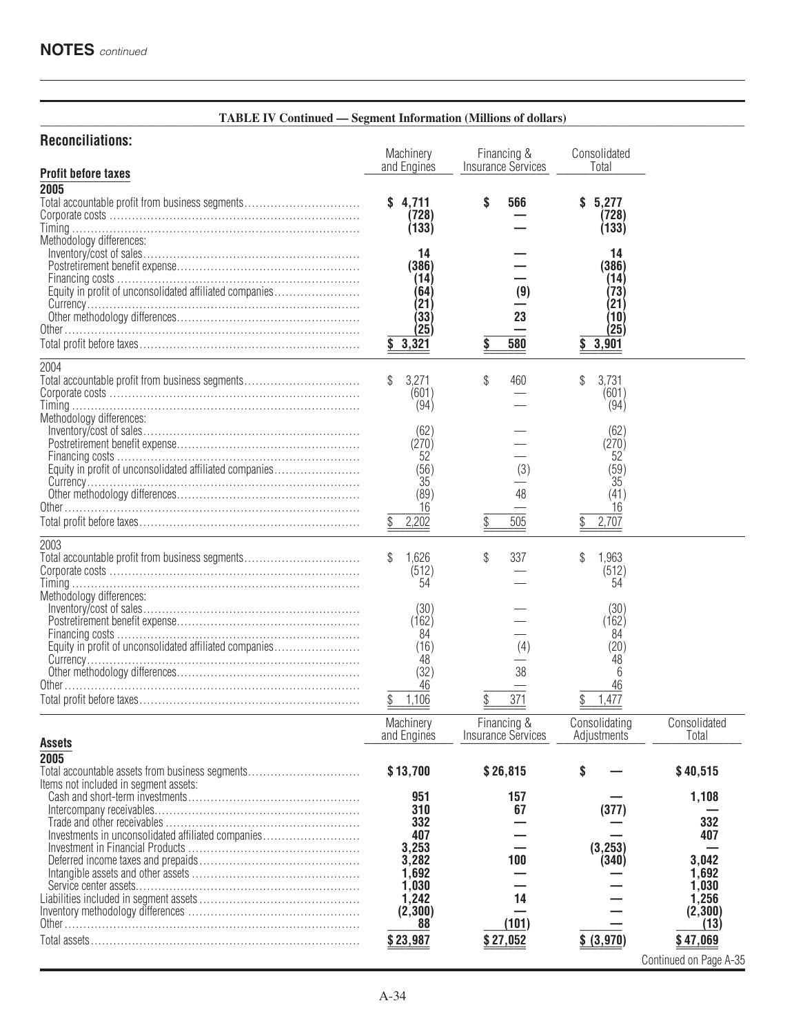## NOTES *continued*

**TABLE IV Continued — Segment Information (Millions of dollars)**

### Reconciliations:

| Profit before taxes | Machinery and Engines | Financing & Insurance Services | Consolidated Total |
|---|---|---|---|
| **2005** | | | |
| Total accountable profit from business segments | **$ 4,711** | **$ 566** | **$ 5,277** |
| Corporate costs | **(728)** | **—** | **(728)** |
| Timing | **(133)** | **—** | **(133)** |
| Methodology differences: | | | |
| Inventory/cost of sales | **14** | **—** | **14** |
| Postretirement benefit expense | **(386)** | **—** | **(386)** |
| Financing costs | **(14)** | **—** | **(14)** |
| Equity in profit of unconsolidated affiliated companies | **(64)** | **(9)** | **(73)** |
| Currency | **(21)** | **—** | **(21)** |
| Other methodology differences | **(33)** | **23** | **(10)** |
| Other | **(25)** | **—** | **(25)** |
| Total profit before taxes | **$ 3,321** | **$ 580** | **$ 3,901** |
| 2004 | | | |
| Total accountable profit from business segments | $ 3,271 | $ 460 | $ 3,731 |
| Corporate costs | (601) | — | (601) |
| Timing | (94) | — | (94) |
| Methodology differences: | | | |
| Inventory/cost of sales | (62) | — | (62) |
| Postretirement benefit expense | (270) | — | (270) |
| Financing costs | 52 | — | 52 |
| Equity in profit of unconsolidated affiliated companies | (56) | (3) | (59) |
| Currency | 35 | — | 35 |
| Other methodology differences | (89) | 48 | (41) |
| Other | 16 | — | 16 |
| Total profit before taxes | $ 2,202 | $ 505 | $ 2,707 |
| 2003 | | | |
| Total accountable profit from business segments | $ 1,626 | $ 337 | $ 1,963 |
| Corporate costs | (512) | — | (512) |
| Timing | 54 | — | 54 |
| Methodology differences: | | | |
| Inventory/cost of sales | (30) | — | (30) |
| Postretirement benefit expense | (162) | — | (162) |
| Financing costs | 84 | — | 84 |
| Equity in profit of unconsolidated affiliated companies | (16) | (4) | (20) |
| Currency | 48 | — | 48 |
| Other methodology differences | (32) | 38 | 6 |
| Other | 46 | — | 46 |
| Total profit before taxes | $ 1,106 | $ 371 | $ 1,477 |

| Assets | Machinery and Engines | Financing & Insurance Services | Consolidating Adjustments | Consolidated Total |
|---|---|---|---|---|
| **2005** | | | | |
| Total accountable assets from business segments | **$ 13,700** | **$ 26,815** | **$ —** | **$ 40,515** |
| Items not included in segment assets: | | | | |
| Cash and short-term investments | **951** | **157** | **—** | **1,108** |
| Intercompany receivables | **310** | **67** | **(377)** | **—** |
| Trade and other receivables | **332** | **—** | **—** | **332** |
| Investments in unconsolidated affiliated companies | **407** | **—** | **—** | **407** |
| Investment in Financial Products | **3,253** | **—** | **(3,253)** | **—** |
| Deferred income taxes and prepaids | **3,282** | **100** | **(340)** | **3,042** |
| Intangible assets and other assets | **1,692** | **—** | **—** | **1,692** |
| Service center assets | **1,030** | **—** | **—** | **1,030** |
| Liabilities included in segment assets | **1,242** | **14** | **—** | **1,256** |
| Inventory methodology differences | **(2,300)** | **—** | **—** | **(2,300)** |
| Other | **88** | **(101)** | **—** | **(13)** |
| Total assets | **$ 23,987** | **$ 27,052** | **$ (3,970)** | **$ 47,069** |

Continued on Page A-35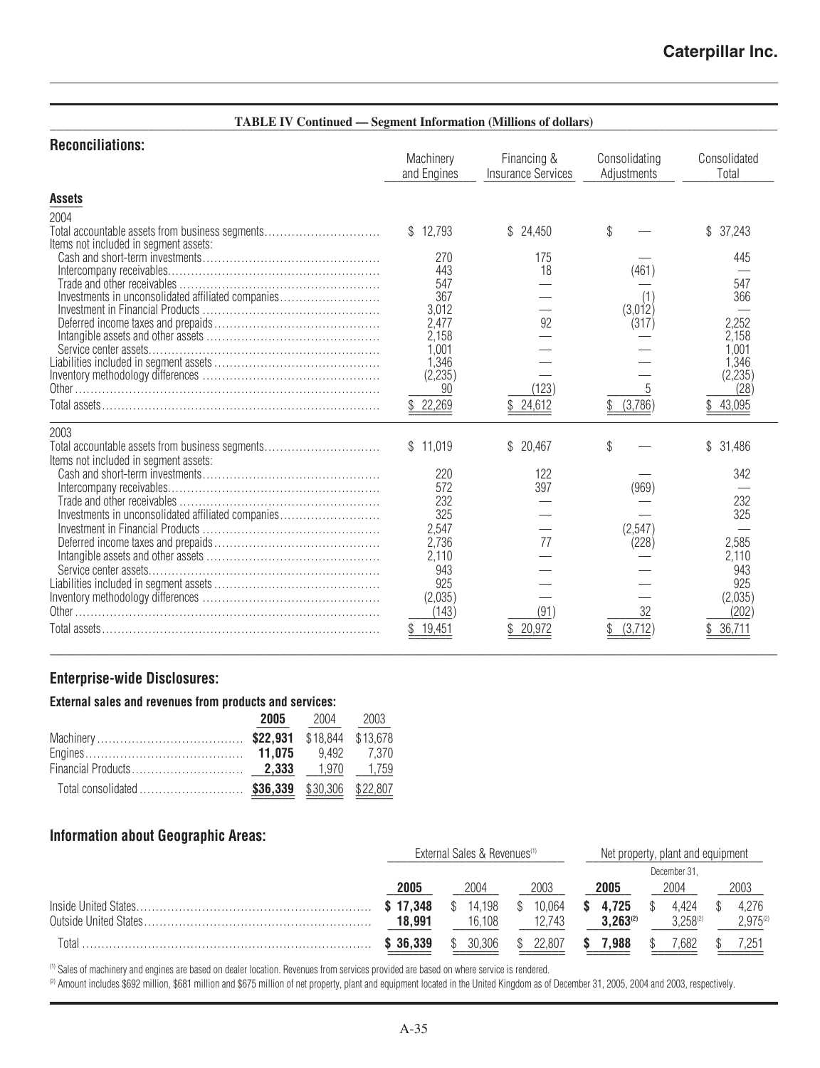**TABLE IV Continued — Segment Information (Millions of dollars)**

## Reconciliations:

| | Machinery and Engines | Financing & Insurance Services | Consolidating Adjustments | Consolidated Total |
|---|---|---|---|---|
| **Assets** | | | | |
| 2004 | | | | |
| Total accountable assets from business segments | $ 12,793 | $ 24,450 | $ — | $ 37,243 |
| Items not included in segment assets: | | | | |
| Cash and short-term investments | 270 | 175 | — | 445 |
| Intercompany receivables | 443 | 18 | (461) | — |
| Trade and other receivables | 547 | — | — | 547 |
| Investments in unconsolidated affiliated companies | 367 | — | (1) | 366 |
| Investment in Financial Products | 3,012 | — | (3,012) | — |
| Deferred income taxes and prepaids | 2,477 | 92 | (317) | 2,252 |
| Intangible assets and other assets | 2,158 | — | — | 2,158 |
| Service center assets | 1,001 | — | — | 1,001 |
| Liabilities included in segment assets | 1,346 | — | — | 1,346 |
| Inventory methodology differences | (2,235) | — | — | (2,235) |
| Other | 90 | (123) | 5 | (28) |
| Total assets | $ 22,269 | $ 24,612 | $ (3,786) | $ 43,095 |
| 2003 | | | | |
| Total accountable assets from business segments | $ 11,019 | $ 20,467 | $ — | $ 31,486 |
| Items not included in segment assets: | | | | |
| Cash and short-term investments | 220 | 122 | — | 342 |
| Intercompany receivables | 572 | 397 | (969) | — |
| Trade and other receivables | 232 | — | — | 232 |
| Investments in unconsolidated affiliated companies | 325 | — | — | 325 |
| Investment in Financial Products | 2,547 | — | (2,547) | — |
| Deferred income taxes and prepaids | 2,736 | 77 | (228) | 2,585 |
| Intangible assets and other assets | 2,110 | — | — | 2,110 |
| Service center assets | 943 | — | — | 943 |
| Liabilities included in segment assets | 925 | — | — | 925 |
| Inventory methodology differences | (2,035) | — | — | (2,035) |
| Other | (143) | (91) | 32 | (202) |
| Total assets | $ 19,451 | $ 20,972 | $ (3,712) | $ 36,711 |

## Enterprise-wide Disclosures:

### External sales and revenues from products and services:

| | **2005** | 2004 | 2003 |
|---|---|---|---|
| Machinery | **$22,931** | $18,844 | $13,678 |
| Engines | **11,075** | 9,492 | 7,370 |
| Financial Products | **2,333** | 1,970 | 1,759 |
| Total consolidated | **$36,339** | $30,306 | $22,807 |

## Information about Geographic Areas:

| | External Sales & Revenues[1] | | | Net property, plant and equipment | | |
|---|---|---|---|---|---|---|
| | | | | December 31, | | |
| | **2005** | 2004 | 2003 | **2005** | 2004 | 2003 |
| Inside United States | **$ 17,348** | $ 14,198 | $ 10,064 | **$ 4,725** | $ 4,424 | $ 4,276 |
| Outside United States | **18,991** | 16,108 | 12,743 | **3,263**[2] | 3,258[2] | 2,975[2] |
| Total | **$ 36,339** | $ 30,306 | $ 22,807 | **$ 7,988** | $ 7,682 | $ 7,251 |

[1] Sales of machinery and engines are based on dealer location. Revenues from services provided are based on where service is rendered.

[2] Amount includes $692 million, $681 million and $675 million of net property, plant and equipment located in the United Kingdom as of December 31, 2005, 2004 and 2003, respectively.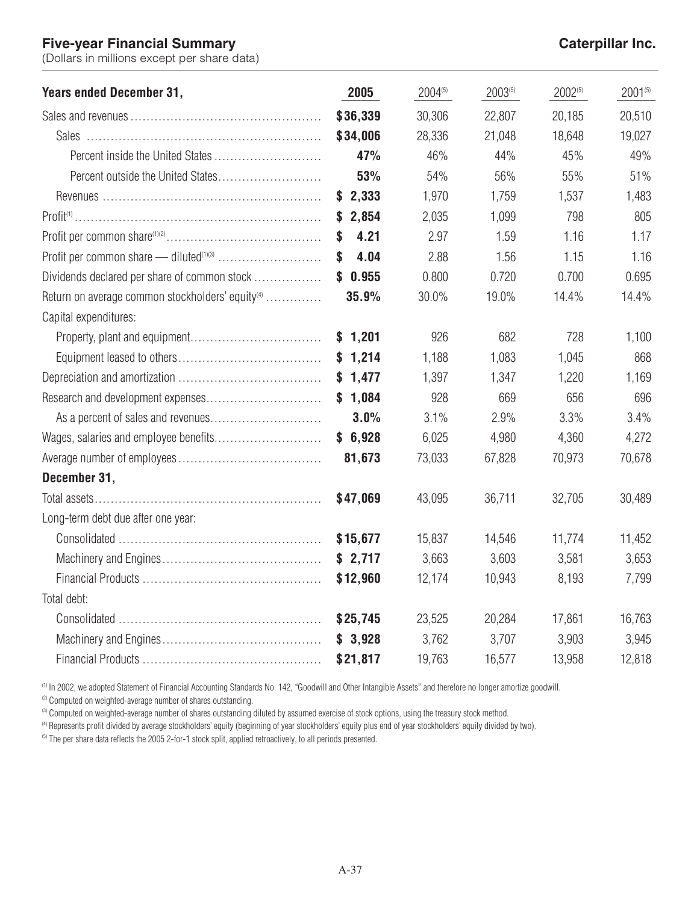# Five-year Financial Summary

**Caterpillar Inc.**

(Dollars in millions except per share data)

| Years ended December 31, | 2005 | 2004[5] | 2003[5] | 2002[5] | 2001[5] |
|---|---|---|---|---|---|
| Sales and revenues | **$36,339** | 30,306 | 22,807 | 20,185 | 20,510 |
| Sales | **$34,006** | 28,336 | 21,048 | 18,648 | 19,027 |
| Percent inside the United States | **47%** | 46% | 44% | 45% | 49% |
| Percent outside the United States | **53%** | 54% | 56% | 55% | 51% |
| Revenues | **$ 2,333** | 1,970 | 1,759 | 1,537 | 1,483 |
| Profit[1] | **$ 2,854** | 2,035 | 1,099 | 798 | 805 |
| Profit per common share[1][2] | **$ 4.21** | 2.97 | 1.59 | 1.16 | 1.17 |
| Profit per common share — diluted[1][3] | **$ 4.04** | 2.88 | 1.56 | 1.15 | 1.16 |
| Dividends declared per share of common stock | **$ 0.955** | 0.800 | 0.720 | 0.700 | 0.695 |
| Return on average common stockholders' equity[4] | **35.9%** | 30.0% | 19.0% | 14.4% | 14.4% |
| Capital expenditures: | | | | | |
| Property, plant and equipment | **$ 1,201** | 926 | 682 | 728 | 1,100 |
| Equipment leased to others | **$ 1,214** | 1,188 | 1,083 | 1,045 | 868 |
| Depreciation and amortization | **$ 1,477** | 1,397 | 1,347 | 1,220 | 1,169 |
| Research and development expenses | **$ 1,084** | 928 | 669 | 656 | 696 |
| As a percent of sales and revenues | **3.0%** | 3.1% | 2.9% | 3.3% | 3.4% |
| Wages, salaries and employee benefits | **$ 6,928** | 6,025 | 4,980 | 4,360 | 4,272 |
| Average number of employees | **81,673** | 73,033 | 67,828 | 70,973 | 70,678 |
| **December 31,** | | | | | |
| Total assets | **$47,069** | 43,095 | 36,711 | 32,705 | 30,489 |
| Long-term debt due after one year: | | | | | |
| Consolidated | **$15,677** | 15,837 | 14,546 | 11,774 | 11,452 |
| Machinery and Engines | **$ 2,717** | 3,663 | 3,603 | 3,581 | 3,653 |
| Financial Products | **$12,960** | 12,174 | 10,943 | 8,193 | 7,799 |
| Total debt: | | | | | |
| Consolidated | **$25,745** | 23,525 | 20,284 | 17,861 | 16,763 |
| Machinery and Engines | **$ 3,928** | 3,762 | 3,707 | 3,903 | 3,945 |
| Financial Products | **$21,817** | 19,763 | 16,577 | 13,958 | 12,818 |

[1] In 2002, we adopted Statement of Financial Accounting Standards No. 142, "Goodwill and Other Intangible Assets" and therefore no longer amortize goodwill.

[2] Computed on weighted-average number of shares outstanding.

[3] Computed on weighted-average number of shares outstanding diluted by assumed exercise of stock options, using the treasury stock method.

[4] Represents profit divided by average stockholders' equity (beginning of year stockholders' equity plus end of year stockholders' equity divided by two).

[5] The per share data reflects the 2005 2-for-1 stock split, applied retroactively, to all periods presented.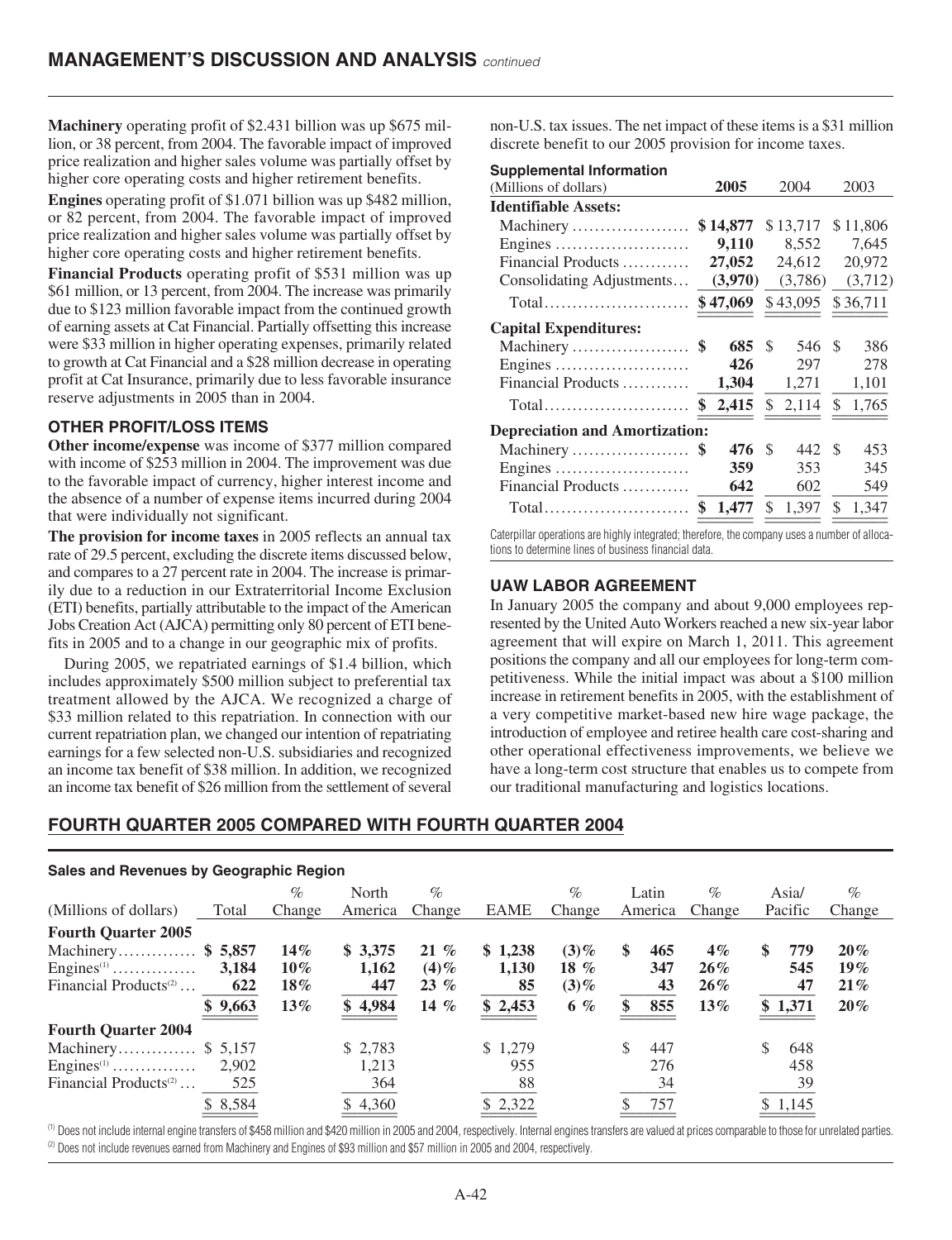**Machinery** operating profit of $2.431 billion was up $675 million, or 38 percent, from 2004. The favorable impact of improved price realization and higher sales volume was partially offset by higher core operating costs and higher retirement benefits.

**Engines** operating profit of $1.071 billion was up $482 million, or 82 percent, from 2004. The favorable impact of improved price realization and higher sales volume was partially offset by higher core operating costs and higher retirement benefits.

**Financial Products** operating profit of $531 million was up $61 million, or 13 percent, from 2004. The increase was primarily due to $123 million favorable impact from the continued growth of earning assets at Cat Financial. Partially offsetting this increase were $33 million in higher operating expenses, primarily related to growth at Cat Financial and a $28 million decrease in operating profit at Cat Insurance, primarily due to less favorable insurance reserve adjustments in 2005 than in 2004.

### OTHER PROFIT/LOSS ITEMS

**Other income/expense** was income of $377 million compared with income of $253 million in 2004. The improvement was due to the favorable impact of currency, higher interest income and the absence of a number of expense items incurred during 2004 that were individually not significant.

**The provision for income taxes** in 2005 reflects an annual tax rate of 29.5 percent, excluding the discrete items discussed below, and compares to a 27 percent rate in 2004. The increase is primarily due to a reduction in our Extraterritorial Income Exclusion (ETI) benefits, partially attributable to the impact of the American Jobs Creation Act (AJCA) permitting only 80 percent of ETI benefits in 2005 and to a change in our geographic mix of profits.

During 2005, we repatriated earnings of $1.4 billion, which includes approximately $500 million subject to preferential tax treatment allowed by the AJCA. We recognized a charge of $33 million related to this repatriation. In connection with our current repatriation plan, we changed our intention of repatriating earnings for a few selected non-U.S. subsidiaries and recognized an income tax benefit of $38 million. In addition, we recognized an income tax benefit of $26 million from the settlement of several non-U.S. tax issues. The net impact of these items is a $31 million discrete benefit to our 2005 provision for income taxes.

**Supplemental Information**

| (Millions of dollars) | **2005** | 2004 | 2003 |
|---|---|---|---|
| **Identifiable Assets:** | | | |
| Machinery | **$ 14,877** | $ 13,717 | $ 11,806 |
| Engines | **9,110** | 8,552 | 7,645 |
| Financial Products | **27,052** | 24,612 | 20,972 |
| Consolidating Adjustments | **(3,970)** | (3,786) | (3,712) |
| Total | **$ 47,069** | $ 43,095 | $ 36,711 |
| **Capital Expenditures:** | | | |
| Machinery | **$ 685** | $ 546 | $ 386 |
| Engines | **426** | 297 | 278 |
| Financial Products | **1,304** | 1,271 | 1,101 |
| Total | **$ 2,415** | $ 2,114 | $ 1,765 |
| **Depreciation and Amortization:** | | | |
| Machinery | **$ 476** | $ 442 | $ 453 |
| Engines | **359** | 353 | 345 |
| Financial Products | **642** | 602 | 549 |
| Total | **$ 1,477** | $ 1,397 | $ 1,347 |

Caterpillar operations are highly integrated; therefore, the company uses a number of allocations to determine lines of business financial data.

### UAW LABOR AGREEMENT

In January 2005 the company and about 9,000 employees represented by the United Auto Workers reached a new six-year labor agreement that will expire on March 1, 2011. This agreement positions the company and all our employees for long-term competitiveness. While the initial impact was about a $100 million increase in retirement benefits in 2005, with the establishment of a very competitive market-based new hire wage package, the introduction of employee and retiree health care cost-sharing and other operational effectiveness improvements, we believe we have a long-term cost structure that enables us to compete from our traditional manufacturing and logistics locations.

## FOURTH QUARTER 2005 COMPARED WITH FOURTH QUARTER 2004

**Sales and Revenues by Geographic Region**

| (Millions of dollars) | Total | % Change | North America | % Change | EAME | % Change | Latin America | % Change | Asia/ Pacific | % Change |
|---|---|---|---|---|---|---|---|---|---|---|
| **Fourth Quarter 2005** | | | | | | | | | | |
| Machinery | **$ 5,857** | **14%** | **$ 3,375** | **21 %** | **$ 1,238** | **(3)%** | **$ 465** | **4%** | **$ 779** | **20%** |
| Engines[1] | **3,184** | **10%** | **1,162** | **(4)%** | **1,130** | **18 %** | **347** | **26%** | **545** | **19%** |
| Financial Products[2] | **622** | **18%** | **447** | **23 %** | **85** | **(3)%** | **43** | **26%** | **47** | **21%** |
| | **$ 9,663** | **13%** | **$ 4,984** | **14 %** | **$ 2,453** | **6 %** | **$ 855** | **13%** | **$ 1,371** | **20%** |
| **Fourth Quarter 2004** | | | | | | | | | | |
| Machinery | $ 5,157 | | $ 2,783 | | $ 1,279 | | $ 447 | | $ 648 | |
| Engines[1] | 2,902 | | 1,213 | | 955 | | 276 | | 458 | |
| Financial Products[2] | 525 | | 364 | | 88 | | 34 | | 39 | |
| | $ 8,584 | | $ 4,360 | | $ 2,322 | | $ 757 | | $ 1,145 | |

[1] Does not include internal engine transfers of $458 million and $420 million in 2005 and 2004, respectively. Internal engines transfers are valued at prices comparable to those for unrelated parties.

[2] Does not include revenues earned from Machinery and Engines of $93 million and $57 million in 2005 and 2004, respectively.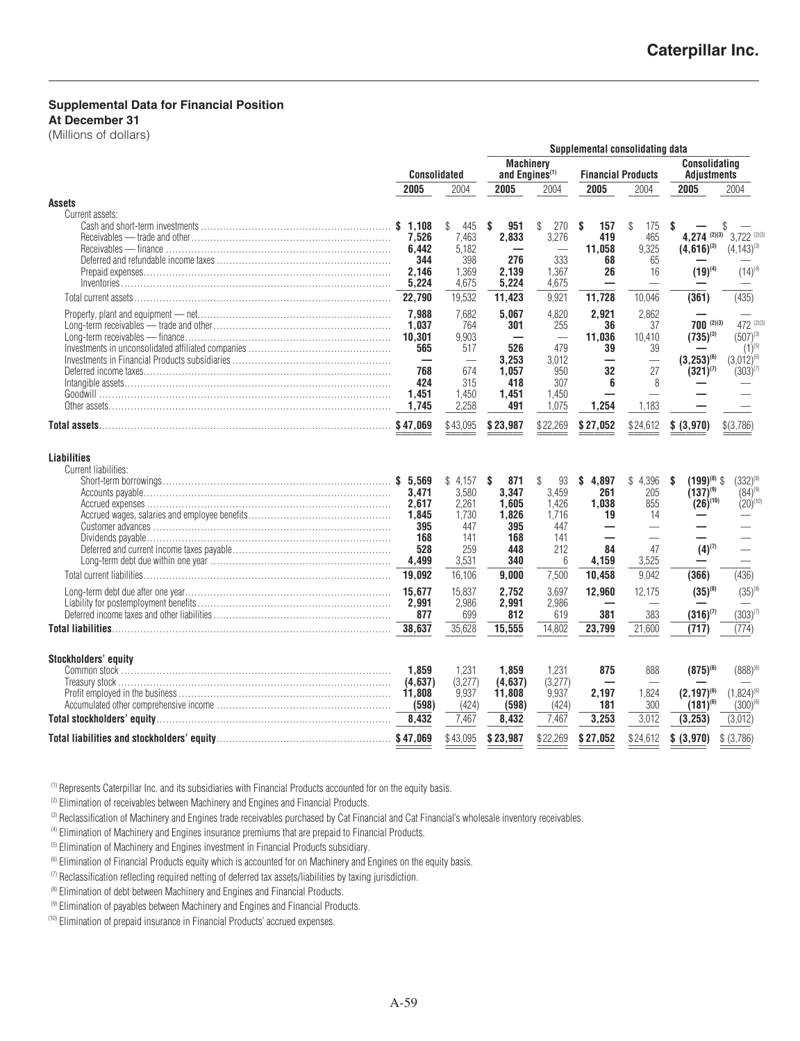## Supplemental Data for Financial Position

**At December 31**

(Millions of dollars)

| | Consolidated | | Supplemental consolidating data | | | | | |
|---|---|---|---|---|---|---|---|---|
| | | | Machinery and Engines[1] | | Financial Products | | Consolidating Adjustments | |
| | **2005** | 2004 | **2005** | 2004 | **2005** | 2004 | **2005** | 2004 |
| **Assets** | | | | | | | | |
| Current assets: | | | | | | | | |
| Cash and short-term investments | **$ 1,108** | $ 445 | **$ 951** | $ 270 | **$ 157** | $ 175 | **$ —** | $ — |
| Receivables — trade and other | **7,526** | 7,463 | **2,833** | 3,276 | **419** | 465 | **4,274** [2][3] | 3,722 [2][3] |
| Receivables — finance | **6,442** | 5,182 | **—** | — | **11,058** | 9,325 | **(4,616)**[3] | (4,143)[3] |
| Deferred and refundable income taxes | **344** | 398 | **276** | 333 | **68** | 65 | **—** | — |
| Prepaid expenses | **2,146** | 1,369 | **2,139** | 1,367 | **26** | 16 | **(19)**[4] | (14)[4] |
| Inventories | **5,224** | 4,675 | **5,224** | 4,675 | **—** | — | **—** | — |
| Total current assets | **22,790** | 19,532 | **11,423** | 9,921 | **11,728** | 10,046 | **(361)** | (435) |
| Property, plant and equipment — net | **7,988** | 7,682 | **5,067** | 4,820 | **2,921** | 2,862 | **—** | — |
| Long-term receivables — trade and other | **1,037** | 764 | **301** | 255 | **36** | 37 | **700** [2][3] | 472 [2][3] |
| Long-term receivables — finance | **10,301** | 9,903 | **—** | — | **11,036** | 10,410 | **(735)**[3] | (507)[3] |
| Investments in unconsolidated affiliated companies | **565** | 517 | **526** | 479 | **39** | 39 | **—** | (1)[5] |
| Investments in Financial Products subsidiaries | **—** | — | **3,253** | 3,012 | **—** | — | **(3,253)**[6] | (3,012)[6] |
| Deferred income taxes | **768** | 674 | **1,057** | 950 | **32** | 27 | **(321)**[7] | (303)[7] |
| Intangible assets | **424** | 315 | **418** | 307 | **6** | 8 | **—** | — |
| Goodwill | **1,451** | 1,450 | **1,451** | 1,450 | **—** | — | **—** | — |
| Other assets | **1,745** | 2,258 | **491** | 1,075 | **1,254** | 1,183 | **—** | — |
| **Total assets** | **$ 47,069** | $ 43,095 | **$ 23,987** | $ 22,269 | **$ 27,052** | $ 24,612 | **$ (3,970)** | $ (3,786) |
| **Liabilities** | | | | | | | | |
| Current liabilities: | | | | | | | | |
| Short-term borrowings | **$ 5,569** | $ 4,157 | **$ 871** | $ 93 | **$ 4,897** | $ 4,396 | **$ (199)**[8] | $ (332)[8] |
| Accounts payable | **3,471** | 3,580 | **3,347** | 3,459 | **261** | 205 | **(137)**[9] | (84)[9] |
| Accrued expenses | **2,617** | 2,261 | **1,605** | 1,426 | **1,038** | 855 | **(26)**[10] | (20)[10] |
| Accrued wages, salaries and employee benefits | **1,845** | 1,730 | **1,826** | 1,716 | **19** | 14 | **—** | — |
| Customer advances | **395** | 447 | **395** | 447 | **—** | — | **—** | — |
| Dividends payable | **168** | 141 | **168** | 141 | **—** | — | **—** | — |
| Deferred and current income taxes payable | **528** | 259 | **448** | 212 | **84** | 47 | **(4)**[7] | — |
| Long-term debt due within one year | **4,499** | 3,531 | **340** | 6 | **4,159** | 3,525 | **—** | — |
| Total current liabilities | **19,092** | 16,106 | **9,000** | 7,500 | **10,458** | 9,042 | **(366)** | (436) |
| Long-term debt due after one year | **15,677** | 15,837 | **2,752** | 3,697 | **12,960** | 12,175 | **(35)**[8] | (35)[8] |
| Liability for postemployment benefits | **2,991** | 2,986 | **2,991** | 2,986 | **—** | — | **—** | — |
| Deferred income taxes and other liabilities | **877** | 699 | **812** | 619 | **381** | 383 | **(316)**[7] | (303)[7] |
| **Total liabilities** | **38,637** | 35,628 | **15,555** | 14,802 | **23,799** | 21,600 | **(717)** | (774) |
| **Stockholders' equity** | | | | | | | | |
| Common stock | **1,859** | 1,231 | **1,859** | 1,231 | **875** | 888 | **(875)**[6] | (888)[6] |
| Treasury stock | **(4,637)** | (3,277) | **(4,637)** | (3,277) | **—** | — | **—** | — |
| Profit employed in the business | **11,808** | 9,937 | **11,808** | 9,937 | **2,197** | 1,824 | **(2,197)**[6] | (1,824)[6] |
| Accumulated other comprehensive income | **(598)** | (424) | **(598)** | (424) | **181** | 300 | **(181)**[6] | (300)[6] |
| **Total stockholders' equity** | **8,432** | 7,467 | **8,432** | 7,467 | **3,253** | 3,012 | **(3,253)** | (3,012) |
| **Total liabilities and stockholders' equity** | **$ 47,069** | $ 43,095 | **$ 23,987** | $ 22,269 | **$ 27,052** | $ 24,612 | **$ (3,970)** | $ (3,786) |

[1] Represents Caterpillar Inc. and its subsidiaries with Financial Products accounted for on the equity basis.

[2] Elimination of receivables between Machinery and Engines and Financial Products.

[3] Reclassification of Machinery and Engines trade receivables purchased by Cat Financial and Cat Financial's wholesale inventory receivables.

[4] Elimination of Machinery and Engines insurance premiums that are prepaid to Financial Products.

[5] Elimination of Machinery and Engines investment in Financial Products subsidiary.

[6] Elimination of Financial Products equity which is accounted for on Machinery and Engines on the equity basis.

[7] Reclassification reflecting required netting of deferred tax assets/liabilities by taxing jurisdiction.

[8] Elimination of debt between Machinery and Engines and Financial Products.

[9] Elimination of payables between Machinery and Engines and Financial Products.

[10] Elimination of prepaid insurance in Financial Products' accrued expenses.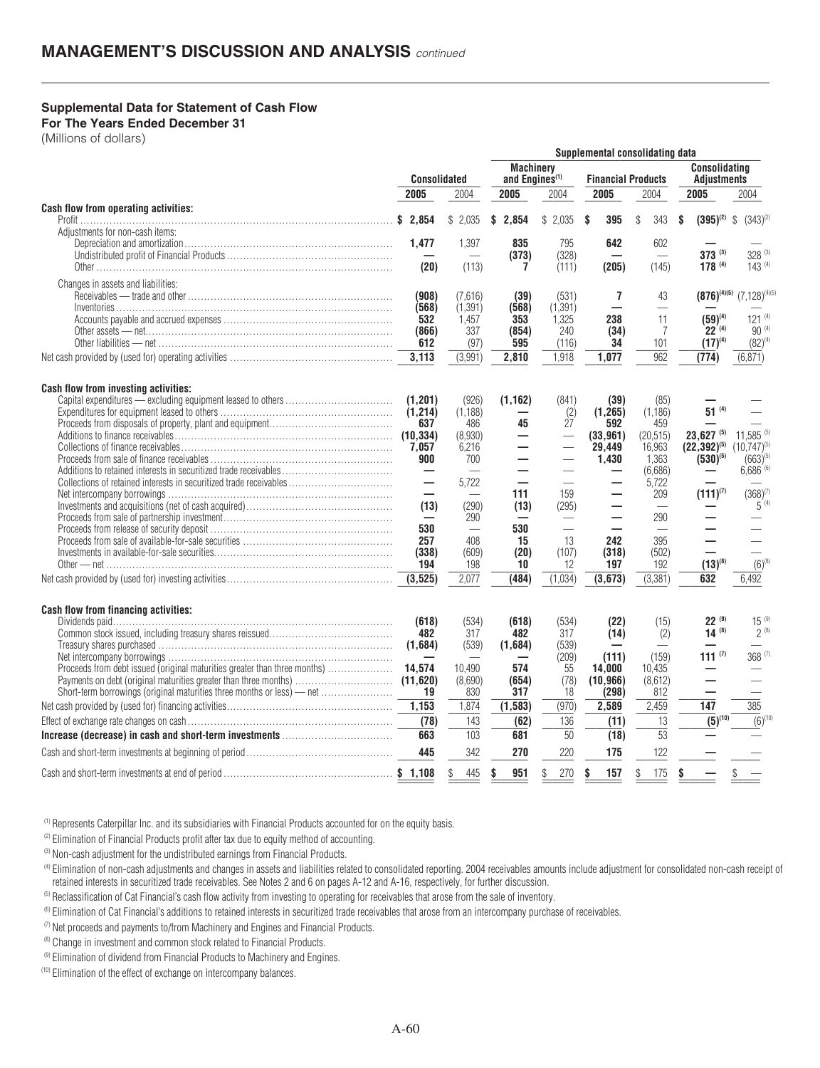## Supplemental Data for Statement of Cash Flow

**For The Years Ended December 31**

(Millions of dollars)

| | Consolidated | | Supplemental consolidating data | | | | | |
|---|---|---|---|---|---|---|---|---|
| | | | Machinery and Engines[1] | | Financial Products | | Consolidating Adjustments | |
| | 2005 | 2004 | 2005 | 2004 | 2005 | 2004 | 2005 | 2004 |
| **Cash flow from operating activities:** | | | | | | | | |
| Profit | **$ 2,854** | $ 2,035 | **$ 2,854** | $ 2,035 | **$ 395** | $ 343 | **$ (395)[2]** | $ (343)[2] |
| Adjustments for non-cash items: | | | | | | | | |
| Depreciation and amortization | **1,477** | 1,397 | **835** | 795 | **642** | 602 | **—** | — |
| Undistributed profit of Financial Products | **—** | — | **(373)** | (328) | **—** | — | **373 [3]** | 328 [3] |
| Other | **(20)** | (113) | **7** | (111) | **(205)** | (145) | **178 [4]** | 143 [4] |
| Changes in assets and liabilities: | | | | | | | | |
| Receivables — trade and other | **(908)** | (7,616) | **(39)** | (531) | **7** | 43 | **(876)[4][5]** | (7,128)[4][5] |
| Inventories | **(568)** | (1,391) | **(568)** | (1,391) | **—** | — | **—** | — |
| Accounts payable and accrued expenses | **532** | 1,457 | **353** | 1,325 | **238** | 11 | **(59)[4]** | 121 [4] |
| Other assets — net | **(866)** | 337 | **(854)** | 240 | **(34)** | 7 | **22 [4]** | 90 [4] |
| Other liabilities — net | **612** | (97) | **595** | (116) | **34** | 101 | **(17)[4]** | (82)[4] |
| Net cash provided by (used for) operating activities | **3,113** | (3,991) | **2,810** | 1,918 | **1,077** | 962 | **(774)** | (6,871) |
| **Cash flow from investing activities:** | | | | | | | | |
| Capital expenditures — excluding equipment leased to others | **(1,201)** | (926) | **(1,162)** | (841) | **(39)** | (85) | **—** | — |
| Expenditures for equipment leased to others | **(1,214)** | (1,188) | **—** | (2) | **(1,265)** | (1,186) | **51 [4]** | — |
| Proceeds from disposals of property, plant and equipment | **637** | 486 | **45** | 27 | **592** | 459 | **—** | — |
| Additions to finance receivables | **(10,334)** | (8,930) | **—** | — | **(33,961)** | (20,515) | **23,627 [5]** | 11,585 [5] |
| Collections of finance receivables | **7,057** | 6,216 | **—** | — | **29,449** | 16,963 | **(22,392)[5]** | (10,747)[5] |
| Proceeds from sale of finance receivables | **900** | 700 | **—** | — | **1,430** | 1,363 | **(530)[5]** | (663)[5] |
| Additions to retained interests in securitized trade receivables | **—** | — | **—** | — | **—** | (6,686) | **—** | 6,686 [6] |
| Collections of retained interests in securitized trade receivables | **—** | 5,722 | **—** | — | **—** | 5,722 | **—** | — |
| Net intercompany borrowings | **—** | — | **111** | 159 | **—** | 209 | **(111)[7]** | (368)[7] |
| Investments and acquisitions (net of cash acquired) | **(13)** | (290) | **(13)** | (295) | **—** | — | **—** | 5 [4] |
| Proceeds from sale of partnership investment | **—** | 290 | **—** | — | **—** | 290 | **—** | — |
| Proceeds from release of security deposit | **530** | — | **530** | — | **—** | — | **—** | — |
| Proceeds from sale of available-for-sale securities | **257** | 408 | **15** | 13 | **242** | 395 | **—** | — |
| Investments in available-for-sale securities | **(338)** | (609) | **(20)** | (107) | **(318)** | (502) | **—** | — |
| Other — net | **194** | 198 | **10** | 12 | **197** | 192 | **(13)[8]** | (6)[8] |
| Net cash provided by (used for) investing activities | **(3,525)** | 2,077 | **(484)** | (1,034) | **(3,673)** | (3,381) | **632** | 6,492 |
| **Cash flow from financing activities:** | | | | | | | | |
| Dividends paid | **(618)** | (534) | **(618)** | (534) | **(22)** | (15) | **22 [9]** | 15 [9] |
| Common stock issued, including treasury shares reissued | **482** | 317 | **482** | 317 | **(14)** | (2) | **14 [8]** | 2 [8] |
| Treasury shares purchased | **(1,684)** | (539) | **(1,684)** | (539) | **—** | — | **—** | — |
| Net intercompany borrowings | **—** | — | **—** | (209) | **(111)** | (159) | **111 [7]** | 368 [7] |
| Proceeds from debt issued (original maturities greater than three months) | **14,574** | 10,490 | **574** | 55 | **14,000** | 10,435 | **—** | — |
| Payments on debt (original maturities greater than three months) | **(11,620)** | (8,690) | **(654)** | (78) | **(10,966)** | (8,612) | **—** | — |
| Short-term borrowings (original maturities three months or less) — net | **19** | 830 | **317** | 18 | **(298)** | 812 | **—** | — |
| Net cash provided by (used for) financing activities | **1,153** | 1,874 | **(1,583)** | (970) | **2,589** | 2,459 | **147** | 385 |
| Effect of exchange rate changes on cash | **(78)** | 143 | **(62)** | 136 | **(11)** | 13 | **(5)[10]** | (6)[10] |
| **Increase (decrease) in cash and short-term investments** | **663** | 103 | **681** | 50 | **(18)** | 53 | **—** | — |
| Cash and short-term investments at beginning of period | **445** | 342 | **270** | 220 | **175** | 122 | **—** | — |
| Cash and short-term investments at end of period | **$ 1,108** | $ 445 | **$ 951** | $ 270 | **$ 157** | $ 175 | **$ —** | $ — |

[1] Represents Caterpillar Inc. and its subsidiaries with Financial Products accounted for on the equity basis.

[2] Elimination of Financial Products profit after tax due to equity method of accounting.

[3] Non-cash adjustment for the undistributed earnings from Financial Products.

[4] Elimination of non-cash adjustments and changes in assets and liabilities related to consolidated reporting. 2004 receivables amounts include adjustment for consolidated non-cash receipt of retained interests in securitized trade receivables. See Notes 2 and 6 on pages A-12 and A-16, respectively, for further discussion.

[5] Reclassification of Cat Financial's cash flow activity from investing to operating for receivables that arose from the sale of inventory.

[6] Elimination of Cat Financial's additions to retained interests in securitized trade receivables that arose from an intercompany purchase of receivables.

[7] Net proceeds and payments to/from Machinery and Engines and Financial Products.

[8] Change in investment and common stock related to Financial Products.

[9] Elimination of dividend from Financial Products to Machinery and Engines.

[10] Elimination of the effect of exchange on intercompany balances.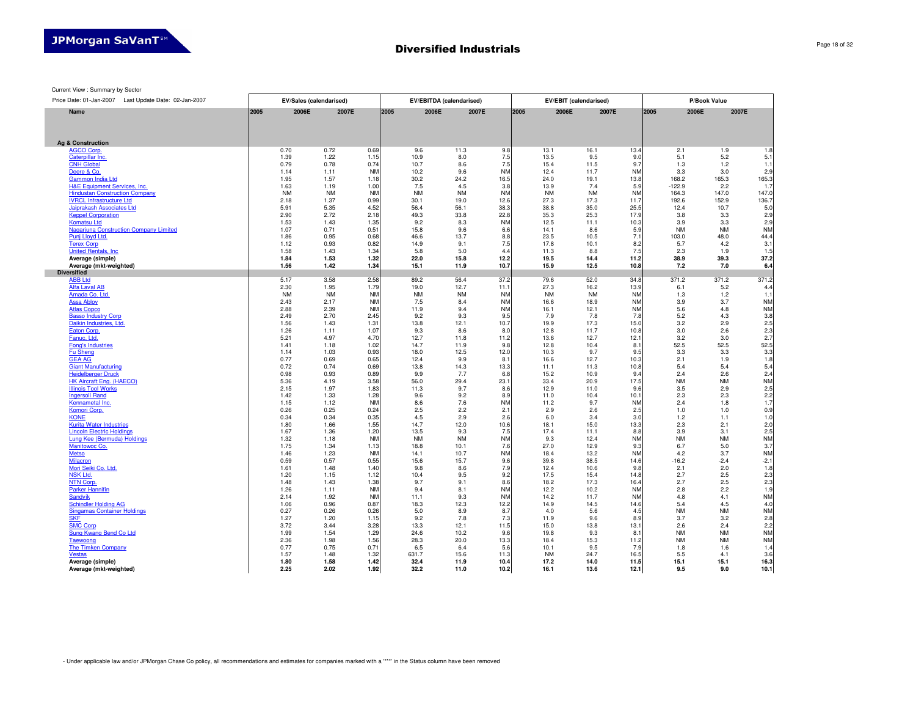# Diversified Industrials

Current View : Summary by Sector

| Price Date: 01-Jan-2007 Last Update Date: 02-Jan-2007 | EV/Sales (calendarised) | | | EV/EBITDA (calendarised) | | | EV/EBIT (calendarised) | | | P/Book Value | | |
|---|---|---|---|---|---|---|---|---|---|---|---|---|
| Name | 2005 | 2006E | 2007E | 2005 | 2006E | 2007E | 2005 | 2006E | 2007E | 2005 | 2006E | 2007E |
| **Ag & Construction** | | | | | | | | | | | | |
| AGCO Corp. | 0.70 | 0.72 | 0.69 | 9.6 | 11.3 | 9.8 | 13.1 | 16.1 | 13.4 | 2.1 | 1.9 | 1.8 |
| Caterpillar Inc. | 1.39 | 1.22 | 1.15 | 10.9 | 8.0 | 7.5 | 13.5 | 9.5 | 9.0 | 5.1 | 5.2 | 5.1 |
| CNH Global | 0.79 | 0.78 | 0.74 | 10.7 | 8.6 | 7.5 | 15.4 | 11.5 | 9.7 | 1.3 | 1.2 | 1.1 |
| Deere & Co. | 1.14 | 1.11 | NM | 10.2 | 9.6 | NM | 12.4 | 11.7 | NM | 3.3 | 3.0 | 2.9 |
| Gammon India Ltd | 1.95 | 1.57 | 1.18 | 30.2 | 24.2 | 16.5 | 24.0 | 19.1 | 13.8 | 168.2 | 165.3 | 165.3 |
| H&E Equipment Services, Inc. | 1.63 | 1.19 | 1.00 | 7.5 | 4.5 | 3.8 | 13.9 | 7.4 | 5.9 | -122.9 | 2.2 | 1.7 |
| Hindustan Construction Company | NM | NM | NM | NM | NM | NM | NM | NM | NM | 164.3 | 147.0 | 147.0 |
| IVRCL Infrastructure Ltd | 2.18 | 1.37 | 0.99 | 30.1 | 19.0 | 12.6 | 27.3 | 17.3 | 11.7 | 192.6 | 152.9 | 136.7 |
| Jaiprakash Associates Ltd | 5.91 | 5.35 | 4.52 | 56.4 | 56.1 | 38.3 | 38.8 | 35.0 | 25.5 | 12.4 | 10.7 | 5.0 |
| Keppel Corporation | 2.90 | 2.72 | 2.18 | 49.3 | 33.8 | 22.8 | 35.3 | 25.3 | 17.9 | 3.8 | 3.3 | 2.9 |
| Komatsu Ltd | 1.53 | 1.43 | 1.35 | 9.2 | 8.3 | NM | 12.5 | 11.1 | 10.3 | 3.9 | 3.3 | 2.9 |
| Nagarjuna Construction Company Limited | 1.07 | 0.71 | 0.51 | 15.8 | 9.6 | 6.6 | 14.1 | 8.6 | 5.9 | NM | NM | NM |
| Punj Lloyd Ltd. | 1.86 | 0.95 | 0.68 | 46.6 | 13.7 | 8.8 | 23.5 | 10.5 | 7.1 | 103.0 | 48.0 | 44.4 |
| Terex Corp | 1.12 | 0.93 | 0.82 | 14.9 | 9.1 | 7.5 | 17.8 | 10.1 | 8.2 | 5.7 | 4.2 | 3.1 |
| United Rentals, Inc | 1.58 | 1.43 | 1.34 | 5.8 | 5.0 | 4.4 | 11.3 | 8.8 | 7.5 | 2.3 | 1.9 | 1.5 |
| **Average (simple)** | **1.84** | **1.53** | **1.32** | **22.0** | **15.8** | **12.2** | **19.5** | **14.4** | **11.2** | **38.9** | **39.3** | **37.2** |
| **Average (mkt-weighted)** | **1.56** | **1.42** | **1.34** | **15.1** | **11.9** | **10.7** | **15.9** | **12.5** | **10.8** | **7.2** | **7.0** | **6.4** |
| **Diversified** | | | | | | | | | | | | |
| ABB Ltd | 5.17 | 3.58 | 2.58 | 89.2 | 56.4 | 37.2 | 79.6 | 52.0 | 34.8 | 371.2 | 371.2 | 371.2 |
| Alfa Laval AB | 2.30 | 1.95 | 1.79 | 19.0 | 12.7 | 11.1 | 27.3 | 16.2 | 13.9 | 6.1 | 5.2 | 4.4 |
| Amada Co. Ltd. | NM | NM | NM | NM | NM | NM | NM | NM | NM | 1.3 | 1.2 | 1.1 |
| Assa Abloy | 2.43 | 2.17 | NM | 7.5 | 8.4 | NM | 16.6 | 18.9 | NM | 3.9 | 3.7 | NM |
| Atlas Copco | 2.88 | 2.39 | NM | 11.9 | 9.4 | NM | 16.1 | 12.1 | NM | 5.6 | 4.8 | NM |
| Basso Industry Corp | 2.49 | 2.70 | 2.45 | 9.2 | 9.3 | 9.5 | 7.9 | 7.8 | 7.8 | 5.2 | 4.3 | 3.8 |
| Daikin Industries, Ltd. | 1.56 | 1.43 | 1.31 | 13.8 | 12.1 | 10.7 | 19.9 | 17.3 | 15.0 | 3.2 | 2.9 | 2.5 |
| Eaton Corp. | 1.26 | 1.11 | 1.07 | 9.3 | 8.6 | 8.0 | 12.8 | 11.7 | 10.8 | 3.0 | 2.6 | 2.3 |
| Fanuc, Ltd. | 5.21 | 4.97 | 4.70 | 12.7 | 11.8 | 11.2 | 13.6 | 12.7 | 12.1 | 3.2 | 3.0 | 2.7 |
| Fong's Industries | 1.41 | 1.18 | 1.02 | 14.7 | 11.9 | 9.8 | 12.8 | 10.4 | 8.1 | 52.5 | 52.5 | 52.5 |
| Fu Sheng | 1.14 | 1.03 | 0.93 | 18.0 | 12.5 | 12.0 | 10.3 | 9.7 | 9.5 | 3.3 | 3.3 | 3.3 |
| GEA AG | 0.77 | 0.69 | 0.65 | 12.4 | 9.9 | 8.1 | 16.6 | 12.7 | 10.3 | 2.1 | 1.9 | 1.8 |
| Giant Manufacturing | 0.72 | 0.74 | 0.69 | 13.8 | 14.3 | 13.3 | 11.1 | 11.3 | 10.8 | 5.4 | 5.4 | 5.4 |
| Heidelberger Druck | 0.98 | 0.93 | 0.89 | 9.9 | 7.7 | 6.8 | 15.2 | 10.9 | 9.4 | 2.4 | 2.6 | 2.4 |
| HK Aircraft Eng. (HAECO) | 5.36 | 4.19 | 3.58 | 56.0 | 29.4 | 23.1 | 33.4 | 20.9 | 17.5 | NM | NM | NM |
| Illinois Tool Works | 2.15 | 1.97 | 1.83 | 11.3 | 9.7 | 8.6 | 12.9 | 11.0 | 9.6 | 3.5 | 2.9 | 2.5 |
| Ingersoll Rand | 1.42 | 1.33 | 1.28 | 9.6 | 9.2 | 8.9 | 11.0 | 10.4 | 10.1 | 2.3 | 2.3 | 2.2 |
| Kennametal Inc. | 1.15 | 1.12 | NM | 8.6 | 7.6 | NM | 11.2 | 9.7 | NM | 2.4 | 1.8 | 1.7 |
| Komori Corp. | 0.26 | 0.25 | 0.24 | 2.5 | 2.2 | 2.1 | 2.9 | 2.6 | 2.5 | 1.0 | 1.0 | 0.9 |
| KONE | 0.34 | 0.34 | 0.35 | 4.5 | 2.9 | 2.6 | 6.0 | 3.4 | 3.0 | 1.2 | 1.1 | 1.0 |
| Kurita Water Industries | 1.80 | 1.66 | 1.55 | 14.7 | 12.0 | 10.6 | 18.1 | 15.0 | 13.3 | 2.3 | 2.1 | 2.0 |
| Lincoln Electric Holdings | 1.67 | 1.36 | 1.20 | 13.5 | 9.3 | 7.5 | 17.4 | 11.1 | 8.8 | 3.9 | 3.1 | 2.5 |
| Lung Kee (Bermuda) Holdings | 1.32 | 1.18 | NM | NM | NM | NM | 9.3 | 12.4 | NM | NM | NM | NM |
| Manitowoc Co. | 1.75 | 1.34 | 1.13 | 18.8 | 10.1 | 7.6 | 27.0 | 12.9 | 9.3 | 6.7 | 5.0 | 3.7 |
| Metso | 1.46 | 1.23 | NM | 14.1 | 10.7 | NM | 18.4 | 13.2 | NM | 4.2 | 3.7 | NM |
| Milacron | 0.59 | 0.57 | 0.55 | 15.6 | 15.7 | 9.6 | 39.8 | 38.5 | 14.6 | -16.2 | -2.4 | -2.1 |
| Mori Seiki Co. Ltd. | 1.61 | 1.48 | 1.40 | 9.8 | 8.6 | 7.9 | 12.4 | 10.6 | 9.8 | 2.1 | 2.0 | 1.8 |
| NSK Ltd. | 1.20 | 1.15 | 1.12 | 10.4 | 9.5 | 9.2 | 17.5 | 15.4 | 14.8 | 2.7 | 2.5 | 2.3 |
| NTN Corp. | 1.48 | 1.43 | 1.38 | 9.7 | 9.1 | 8.6 | 18.2 | 17.3 | 16.4 | 2.7 | 2.5 | 2.3 |
| Parker Hannifin | 1.26 | 1.11 | NM | 9.4 | 8.1 | NM | 12.2 | 10.2 | NM | 2.8 | 2.2 | 1.9 |
| Sandvik | 2.14 | 1.92 | NM | 11.1 | 9.3 | NM | 14.2 | 11.7 | NM | 4.8 | 4.1 | NM |
| Schindler Holding AG | 1.06 | 0.96 | 0.87 | 18.3 | 12.3 | 12.2 | 14.9 | 14.5 | 14.6 | 5.4 | 4.5 | 4.0 |
| Singamas Container Holdings | 0.27 | 0.26 | 0.26 | 5.0 | 8.9 | 8.7 | 4.0 | 5.6 | 4.5 | NM | NM | NM |
| SKF | 1.27 | 1.20 | 1.15 | 9.2 | 7.8 | 7.3 | 11.9 | 9.6 | 8.9 | 3.7 | 3.2 | 2.8 |
| SMC Corp | 3.72 | 3.44 | 3.28 | 13.3 | 12.1 | 11.5 | 15.0 | 13.8 | 13.1 | 2.6 | 2.4 | 2.2 |
| Sung Kwang Bend Co Ltd | 1.99 | 1.54 | 1.29 | 24.6 | 10.2 | 9.6 | 19.8 | 9.3 | 8.1 | NM | NM | NM |
| Taewoong | 2.36 | 1.98 | 1.56 | 28.3 | 20.0 | 13.3 | 18.4 | 15.3 | 11.2 | NM | NM | NM |
| The Timken Company | 0.77 | 0.75 | 0.71 | 6.5 | 6.4 | 5.6 | 10.1 | 9.5 | 7.9 | 1.8 | 1.6 | 1.4 |
| Vestas | 1.57 | 1.48 | 1.32 | 631.7 | 15.6 | 11.3 | NM | 24.7 | 16.5 | 5.5 | 4.1 | 3.6 |
| **Average (simple)** | **1.80** | **1.58** | **1.42** | **32.4** | **11.9** | **10.4** | **17.2** | **14.0** | **11.5** | **15.1** | **15.1** | **16.3** |
| **Average (mkt-weighted)** | **2.25** | **2.02** | **1.92** | **32.2** | **11.0** | **10.2** | **16.1** | **13.6** | **12.1** | **9.5** | **9.0** | **10.1** |

- Under applicable law and/or JPMorgan Chase Co policy, all recommendations and estimates for companies marked with a "**" in the Status column have been removed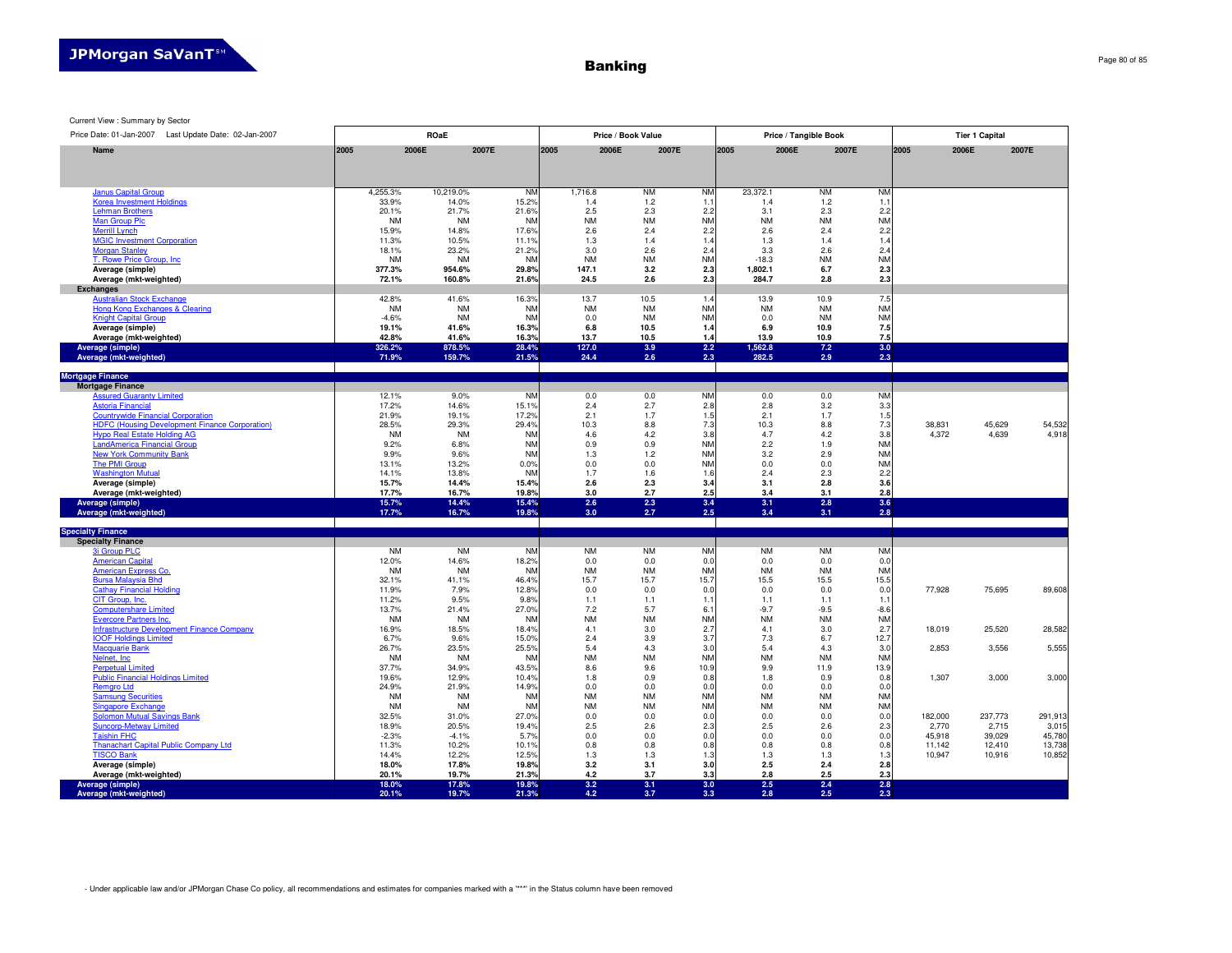# Banking

Current View : Summary by Sector

| Price Date: 01-Jan-2007 Last Update Date: 02-Jan-2007 | ROaE | | | Price / Book Value | | | Price / Tangible Book | | | Tier 1 Capital | | |
|---|---|---|---|---|---|---|---|---|---|---|---|---|
| Name | 2005 | 2006E | 2007E | 2005 | 2006E | 2007E | 2005 | 2006E | 2007E | 2005 | 2006E | 2007E |
| Janus Capital Group | 4,255.3% | 10,219.0% | NM | 1,716.8 | NM | NM | 23,372.1 | NM | NM | | | |
| Korea Investment Holdings | 33.9% | 14.0% | 15.2% | 1.4 | 1.2 | 1.1 | 1.4 | 1.2 | 1.1 | | | |
| Lehman Brothers | 20.1% | 21.7% | 21.6% | 2.5 | 2.3 | 2.2 | 3.1 | 2.3 | 2.2 | | | |
| Man Group Plc | NM | NM | NM | NM | NM | NM | NM | NM | NM | | | |
| Merrill Lynch | 15.9% | 14.8% | 17.6% | 2.6 | 2.4 | 2.2 | 2.6 | 2.4 | 2.2 | | | |
| MGIC Investment Corporation | 11.3% | 10.5% | 11.1% | 1.3 | 1.4 | 1.4 | 1.3 | 1.4 | 1.4 | | | |
| Morgan Stanley | 18.1% | 23.2% | 21.2% | 3.0 | 2.6 | 2.4 | 3.3 | 2.6 | 2.4 | | | |
| T. Rowe Price Group, Inc | NM | NM | NM | NM | NM | NM | -18.3 | NM | NM | | | |
| **Average (simple)** | **377.3%** | **954.6%** | **29.8%** | **147.1** | **3.2** | **2.3** | **1,802.1** | **6.7** | **2.3** | | | |
| **Average (mkt-weighted)** | **72.1%** | **160.8%** | **21.6%** | **24.5** | **2.6** | **2.3** | **284.7** | **2.8** | **2.3** | | | |
| **Exchanges** | | | | | | | | | | | | |
| Australian Stock Exchange | 42.8% | 41.6% | 16.3% | 13.7 | 10.5 | 1.4 | 13.9 | 10.9 | 7.5 | | | |
| Hong Kong Exchanges & Clearing | NM | NM | NM | NM | NM | NM | NM | NM | NM | | | |
| Knight Capital Group | -4.6% | NM | NM | 0.0 | NM | NM | 0.0 | NM | NM | | | |
| **Average (simple)** | **19.1%** | **41.6%** | **16.3%** | **6.8** | **10.5** | **1.4** | **6.9** | **10.9** | **7.5** | | | |
| **Average (mkt-weighted)** | **42.8%** | **41.6%** | **16.3%** | **13.7** | **10.5** | **1.4** | **13.9** | **10.9** | **7.5** | | | |
| **Average (simple)** | **326.2%** | **878.5%** | **28.4%** | **127.0** | **3.9** | **2.2** | **1,562.8** | **7.2** | **3.0** | | | |
| **Average (mkt-weighted)** | **71.9%** | **159.7%** | **21.5%** | **24.4** | **2.6** | **2.3** | **282.5** | **2.9** | **2.3** | | | |
| **Mortgage Finance** | | | | | | | | | | | | |
| **Mortgage Finance** | | | | | | | | | | | | |
| Assured Guaranty Limited | 12.1% | 9.0% | NM | 0.0 | 0.0 | NM | 0.0 | 0.0 | NM | | | |
| Astoria Financial | 17.2% | 14.6% | 15.1% | 2.4 | 2.7 | 2.8 | 2.8 | 3.2 | 3.3 | | | |
| Countrywide Financial Corporation | 21.9% | 19.1% | 17.2% | 2.1 | 1.7 | 1.5 | 2.1 | 1.7 | 1.5 | | | |
| HDFC (Housing Development Finance Corporation) | 28.5% | 29.3% | 29.4% | 10.3 | 8.8 | 7.3 | 10.3 | 8.8 | 7.3 | 38,831 | 45,629 | 54,532 |
| Hypo Real Estate Holding AG | NM | NM | NM | 4.6 | 4.2 | 3.8 | 4.7 | 4.2 | 3.8 | 4,372 | 4,639 | 4,918 |
| LandAmerica Financial Group | 9.2% | 6.8% | NM | 0.9 | 0.9 | NM | 2.2 | 1.9 | NM | | | |
| New York Community Bank | 9.9% | 9.6% | NM | 1.3 | 1.2 | NM | 3.2 | 2.9 | NM | | | |
| The PMI Group | 13.1% | 13.2% | 0.0% | 0.0 | 0.0 | NM | 0.0 | 0.0 | NM | | | |
| Washington Mutual | 14.1% | 13.8% | NM | 1.7 | 1.6 | 1.6 | 2.4 | 2.3 | 2.2 | | | |
| **Average (simple)** | **15.7%** | **14.4%** | **15.4%** | **2.6** | **2.3** | **3.4** | **3.1** | **2.8** | **3.6** | | | |
| **Average (mkt-weighted)** | **17.7%** | **16.7%** | **19.8%** | **3.0** | **2.7** | **2.5** | **3.4** | **3.1** | **2.8** | | | |
| **Average (simple)** | **15.7%** | **14.4%** | **15.4%** | **2.6** | **2.3** | **3.4** | **3.1** | **2.8** | **3.6** | | | |
| **Average (mkt-weighted)** | **17.7%** | **16.7%** | **19.8%** | **3.0** | **2.7** | **2.5** | **3.4** | **3.1** | **2.8** | | | |
| **Specialty Finance** | | | | | | | | | | | | |
| **Specialty Finance** | | | | | | | | | | | | |
| 3i Group PLC | NM | NM | NM | NM | NM | NM | NM | NM | NM | | | |
| American Capital | 12.0% | 14.6% | 18.2% | 0.0 | 0.0 | 0.0 | 0.0 | 0.0 | 0.0 | | | |
| American Express Co. | NM | NM | NM | NM | NM | NM | NM | NM | NM | | | |
| Bursa Malaysia Bhd | 32.1% | 41.1% | 46.4% | 15.7 | 15.7 | 15.7 | 15.5 | 15.5 | 15.5 | | | |
| Cathay Financial Holding | 11.9% | 7.9% | 12.8% | 0.0 | 0.0 | 0.0 | 0.0 | 0.0 | 0.0 | 77,928 | 75,695 | 89,608 |
| CIT Group, Inc. | 11.2% | 9.5% | 9.8% | 1.1 | 1.1 | 1.1 | 1.1 | 1.1 | 1.1 | | | |
| Computershare Limited | 13.7% | 21.4% | 27.0% | 7.2 | 5.7 | 6.1 | -9.7 | -9.5 | -8.6 | | | |
| Evercore Partners Inc. | NM | NM | NM | NM | NM | NM | NM | NM | NM | | | |
| Infrastructure Development Finance Company | 16.9% | 18.5% | 18.4% | 4.1 | 3.0 | 2.7 | 4.1 | 3.0 | 2.7 | 18,019 | 25,520 | 28,582 |
| IOOF Holdings Limited | 6.7% | 9.6% | 15.0% | 2.4 | 3.9 | 3.7 | 7.3 | 6.7 | 12.7 | | | |
| Macquarie Bank | 26.7% | 23.5% | 25.5% | 5.4 | 4.3 | 3.0 | 5.4 | 4.3 | 3.0 | 2,853 | 3,556 | 5,555 |
| Nelnet, Inc | NM | NM | NM | NM | NM | NM | NM | NM | NM | | | |
| Perpetual Limited | 37.7% | 34.9% | 43.5% | 8.6 | 9.6 | 10.9 | 9.9 | 11.9 | 13.9 | | | |
| Public Financial Holdings Limited | 19.6% | 12.9% | 10.4% | 1.8 | 0.9 | 0.8 | 1.8 | 0.9 | 0.8 | 1,307 | 3,000 | 3,000 |
| Remgro Ltd | 24.9% | 21.9% | 14.9% | 0.0 | 0.0 | 0.0 | 0.0 | 0.0 | 0.0 | | | |
| Samsung Securities | NM | NM | NM | NM | NM | NM | NM | NM | NM | | | |
| Singapore Exchange | NM | NM | NM | NM | NM | NM | NM | NM | NM | | | |
| Solomon Mutual Savings Bank | 32.5% | 31.0% | 27.0% | 0.0 | 0.0 | 0.0 | 0.0 | 0.0 | 0.0 | 182,000 | 237,773 | 291,913 |
| Suncorp-Metway Limited | 18.9% | 20.5% | 19.4% | 2.5 | 2.6 | 2.3 | 2.5 | 2.6 | 2.3 | 2,770 | 2,715 | 3,015 |
| Taishin FHC | -2.3% | -4.1% | 5.7% | 0.0 | 0.0 | 0.0 | 0.0 | 0.0 | 0.0 | 45,918 | 39,029 | 45,780 |
| Thanachart Capital Public Company Ltd | 11.3% | 10.2% | 10.1% | 0.8 | 0.8 | 0.8 | 0.8 | 0.8 | 0.8 | 11,142 | 12,410 | 13,738 |
| TISCO Bank | 14.4% | 12.2% | 12.5% | 1.3 | 1.3 | 1.3 | 1.3 | 1.3 | 1.3 | 10,947 | 10,916 | 10,852 |
| **Average (simple)** | **18.0%** | **17.8%** | **19.8%** | **3.2** | **3.1** | **3.0** | **2.5** | **2.4** | **2.8** | | | |
| **Average (mkt-weighted)** | **20.1%** | **19.7%** | **21.3%** | **4.2** | **3.7** | **3.3** | **2.8** | **2.5** | **2.3** | | | |
| **Average (simple)** | **18.0%** | **17.8%** | **19.8%** | **3.2** | **3.1** | **3.0** | **2.5** | **2.4** | **2.8** | | | |
| **Average (mkt-weighted)** | **20.1%** | **19.7%** | **21.3%** | **4.2** | **3.7** | **3.3** | **2.8** | **2.5** | **2.3** | | | |

- Under applicable law and/or JPMorgan Chase Co policy, all recommendations and estimates for companies marked with a "**" in the Status column have been removed